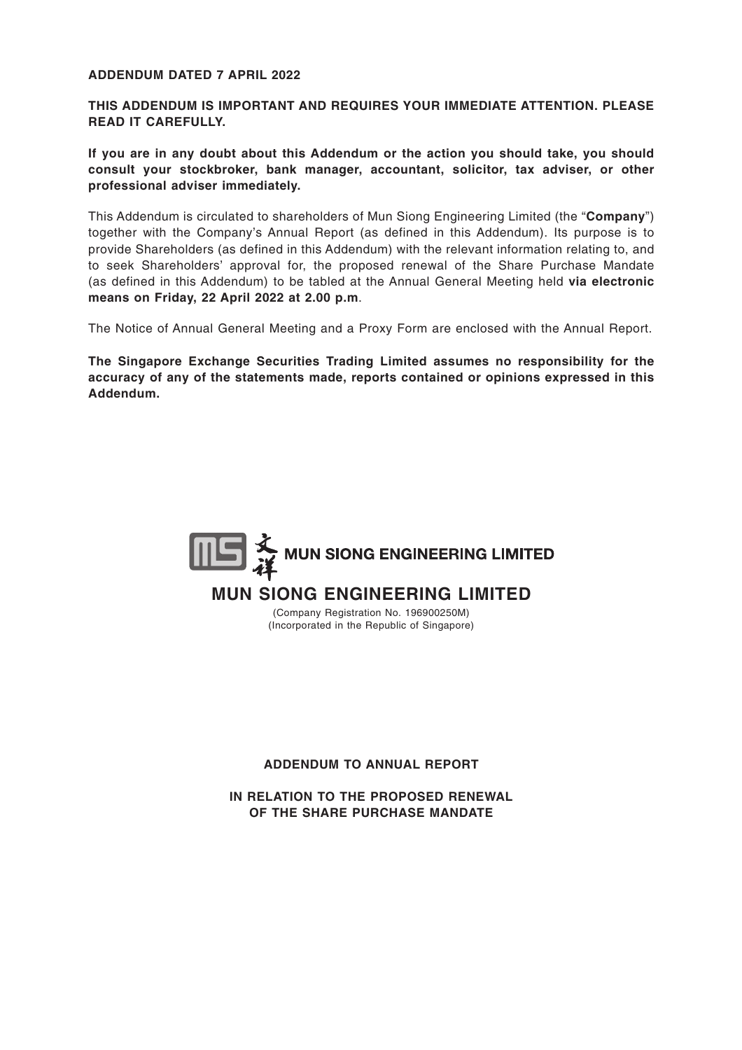**ADDENDUM DATED 7 APRIL 2022**

**THIS ADDENDUM IS IMPORTANT AND REQUIRES YOUR IMMEDIATE ATTENTION. PLEASE READ IT CAREFULLY.**

**If you are in any doubt about this Addendum or the action you should take, you should consult your stockbroker, bank manager, accountant, solicitor, tax adviser, or other professional adviser immediately.**

This Addendum is circulated to shareholders of Mun Siong Engineering Limited (the "**Company**") together with the Company's Annual Report (as defined in this Addendum). Its purpose is to provide Shareholders (as defined in this Addendum) with the relevant information relating to, and to seek Shareholders' approval for, the proposed renewal of the Share Purchase Mandate (as defined in this Addendum) to be tabled at the Annual General Meeting held **via electronic means on Friday, 22 April 2022 at 2.00 p.m**.

The Notice of Annual General Meeting and a Proxy Form are enclosed with the Annual Report.

**The Singapore Exchange Securities Trading Limited assumes no responsibility for the accuracy of any of the statements made, reports contained or opinions expressed in this Addendum.**

MS 文祥 MUN SIONG ENGINEERING LIMITED

# MUN SIONG ENGINEERING LIMITED

(Company Registration No. 196900250M)
(Incorporated in the Republic of Singapore)

**ADDENDUM TO ANNUAL REPORT**

**IN RELATION TO THE PROPOSED RENEWAL OF THE SHARE PURCHASE MANDATE**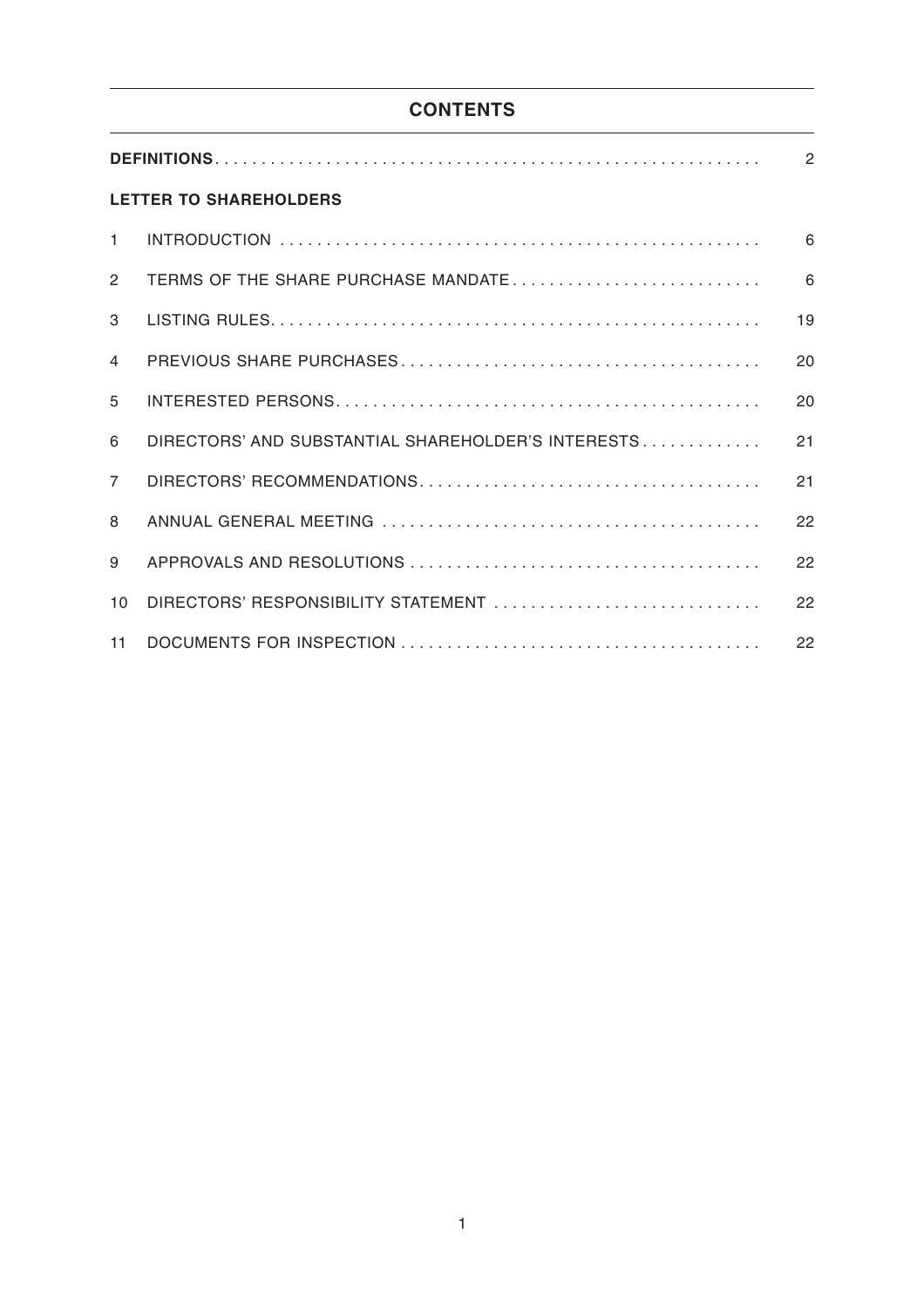# CONTENTS

| | | |
|---|---|---|
| **DEFINITIONS** | | 2 |
| **LETTER TO SHAREHOLDERS** | | |
| 1 | INTRODUCTION | 6 |
| 2 | TERMS OF THE SHARE PURCHASE MANDATE | 6 |
| 3 | LISTING RULES | 19 |
| 4 | PREVIOUS SHARE PURCHASES | 20 |
| 5 | INTERESTED PERSONS | 20 |
| 6 | DIRECTORS' AND SUBSTANTIAL SHAREHOLDER'S INTERESTS | 21 |
| 7 | DIRECTORS' RECOMMENDATIONS | 21 |
| 8 | ANNUAL GENERAL MEETING | 22 |
| 9 | APPROVALS AND RESOLUTIONS | 22 |
| 10 | DIRECTORS' RESPONSIBILITY STATEMENT | 22 |
| 11 | DOCUMENTS FOR INSPECTION | 22 |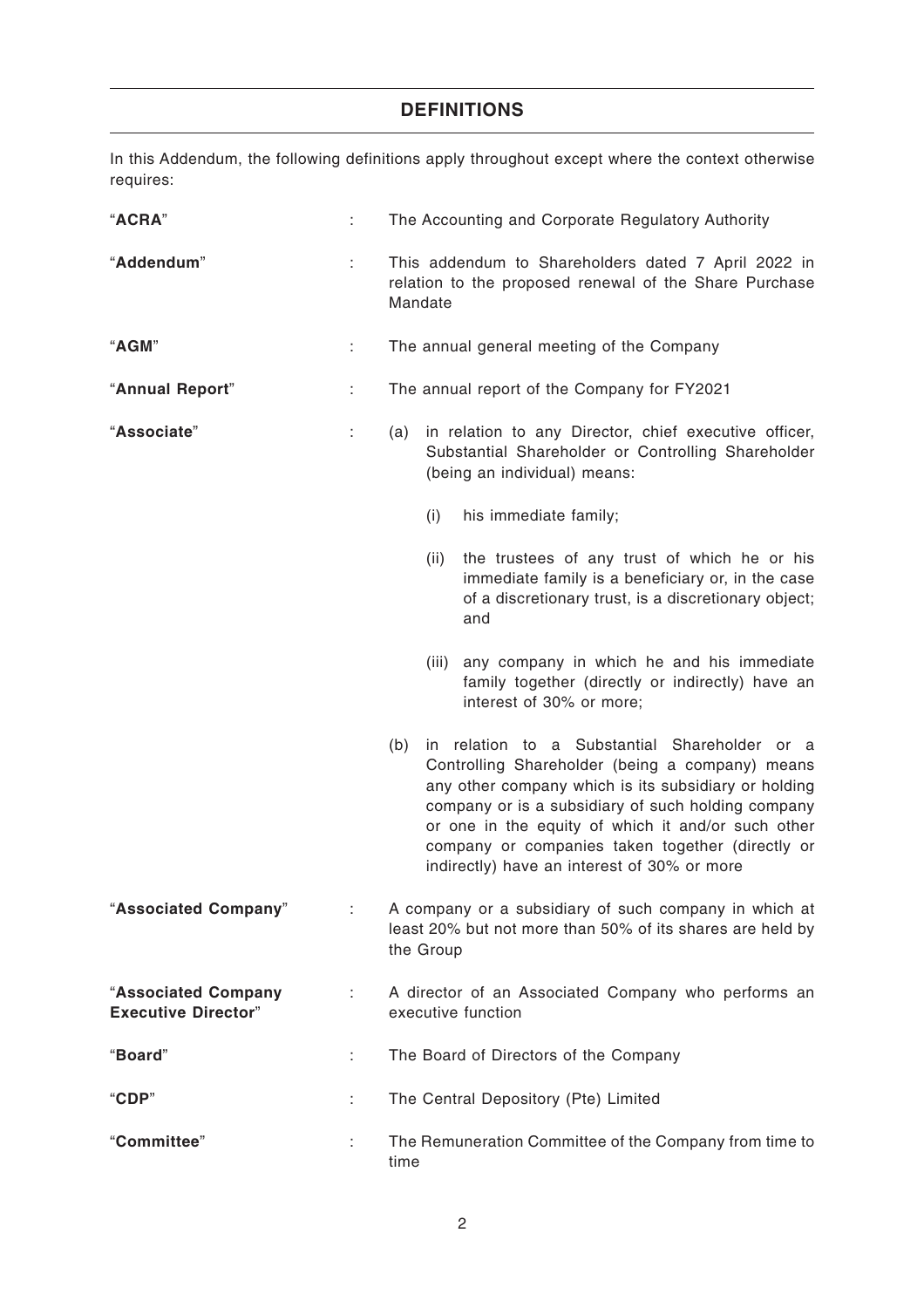## DEFINITIONS

In this Addendum, the following definitions apply throughout except where the context otherwise requires:

**"ACRA"** : The Accounting and Corporate Regulatory Authority

**"Addendum"** : This addendum to Shareholders dated 7 April 2022 in relation to the proposed renewal of the Share Purchase Mandate

**"AGM"** : The annual general meeting of the Company

**"Annual Report"** : The annual report of the Company for FY2021

**"Associate"** :

(a) in relation to any Director, chief executive officer, Substantial Shareholder or Controlling Shareholder (being an individual) means:

  (i) his immediate family;

  (ii) the trustees of any trust of which he or his immediate family is a beneficiary or, in the case of a discretionary trust, is a discretionary object; and

  (iii) any company in which he and his immediate family together (directly or indirectly) have an interest of 30% or more;

(b) in relation to a Substantial Shareholder or a Controlling Shareholder (being a company) means any other company which is its subsidiary or holding company or is a subsidiary of such holding company or one in the equity of which it and/or such other company or companies taken together (directly or indirectly) have an interest of 30% or more

**"Associated Company"** : A company or a subsidiary of such company in which at least 20% but not more than 50% of its shares are held by the Group

**"Associated Company Executive Director"** : A director of an Associated Company who performs an executive function

**"Board"** : The Board of Directors of the Company

**"CDP"** : The Central Depository (Pte) Limited

**"Committee"** : The Remuneration Committee of the Company from time to time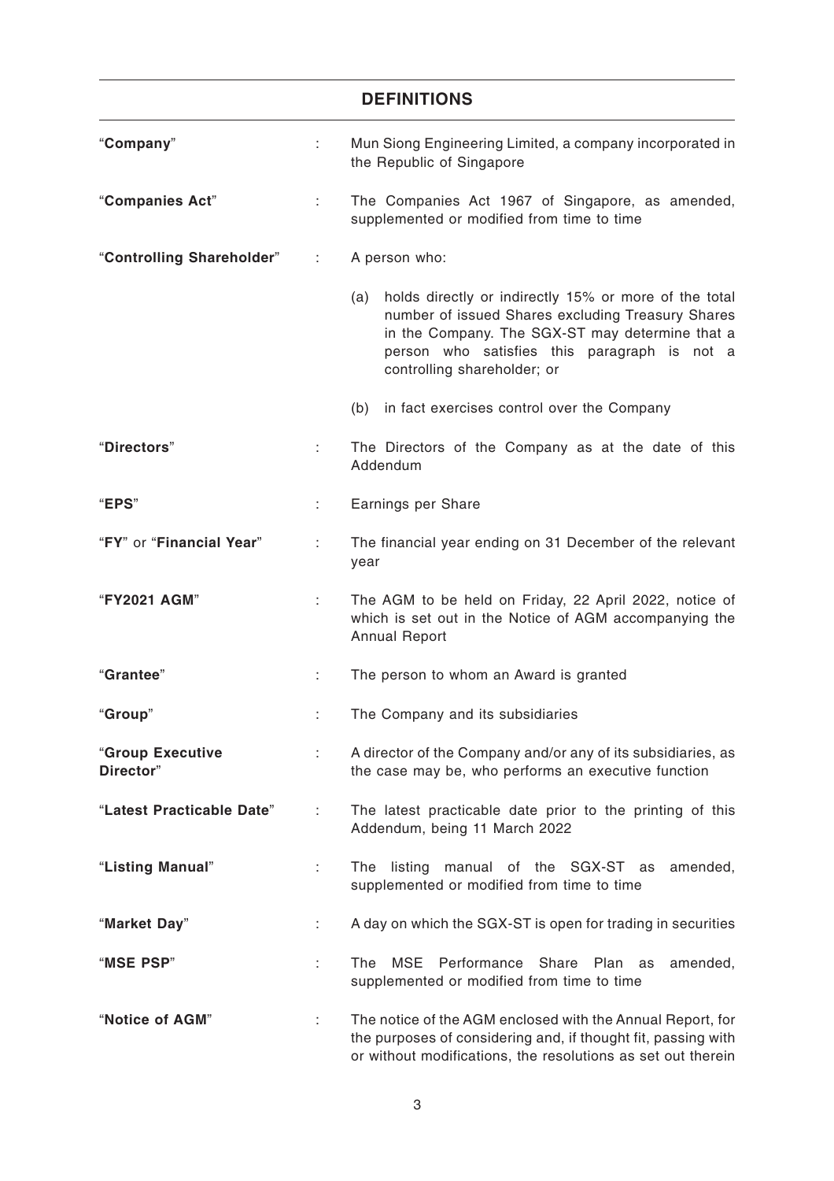## DEFINITIONS

| | | |
|---|---|---|
| "**Company**" | : | Mun Siong Engineering Limited, a company incorporated in the Republic of Singapore |
| "**Companies Act**" | : | The Companies Act 1967 of Singapore, as amended, supplemented or modified from time to time |
| "**Controlling Shareholder**" | : | A person who:<br><br>(a) holds directly or indirectly 15% or more of the total number of issued Shares excluding Treasury Shares in the Company. The SGX-ST may determine that a person who satisfies this paragraph is not a controlling shareholder; or<br><br>(b) in fact exercises control over the Company |
| "**Directors**" | : | The Directors of the Company as at the date of this Addendum |
| "**EPS**" | : | Earnings per Share |
| "**FY**" or "**Financial Year**" | : | The financial year ending on 31 December of the relevant year |
| "**FY2021 AGM**" | : | The AGM to be held on Friday, 22 April 2022, notice of which is set out in the Notice of AGM accompanying the Annual Report |
| "**Grantee**" | : | The person to whom an Award is granted |
| "**Group**" | : | The Company and its subsidiaries |
| "**Group Executive Director**" | : | A director of the Company and/or any of its subsidiaries, as the case may be, who performs an executive function |
| "**Latest Practicable Date**" | : | The latest practicable date prior to the printing of this Addendum, being 11 March 2022 |
| "**Listing Manual**" | : | The listing manual of the SGX-ST as amended, supplemented or modified from time to time |
| "**Market Day**" | : | A day on which the SGX-ST is open for trading in securities |
| "**MSE PSP**" | : | The MSE Performance Share Plan as amended, supplemented or modified from time to time |
| "**Notice of AGM**" | : | The notice of the AGM enclosed with the Annual Report, for the purposes of considering and, if thought fit, passing with or without modifications, the resolutions as set out therein |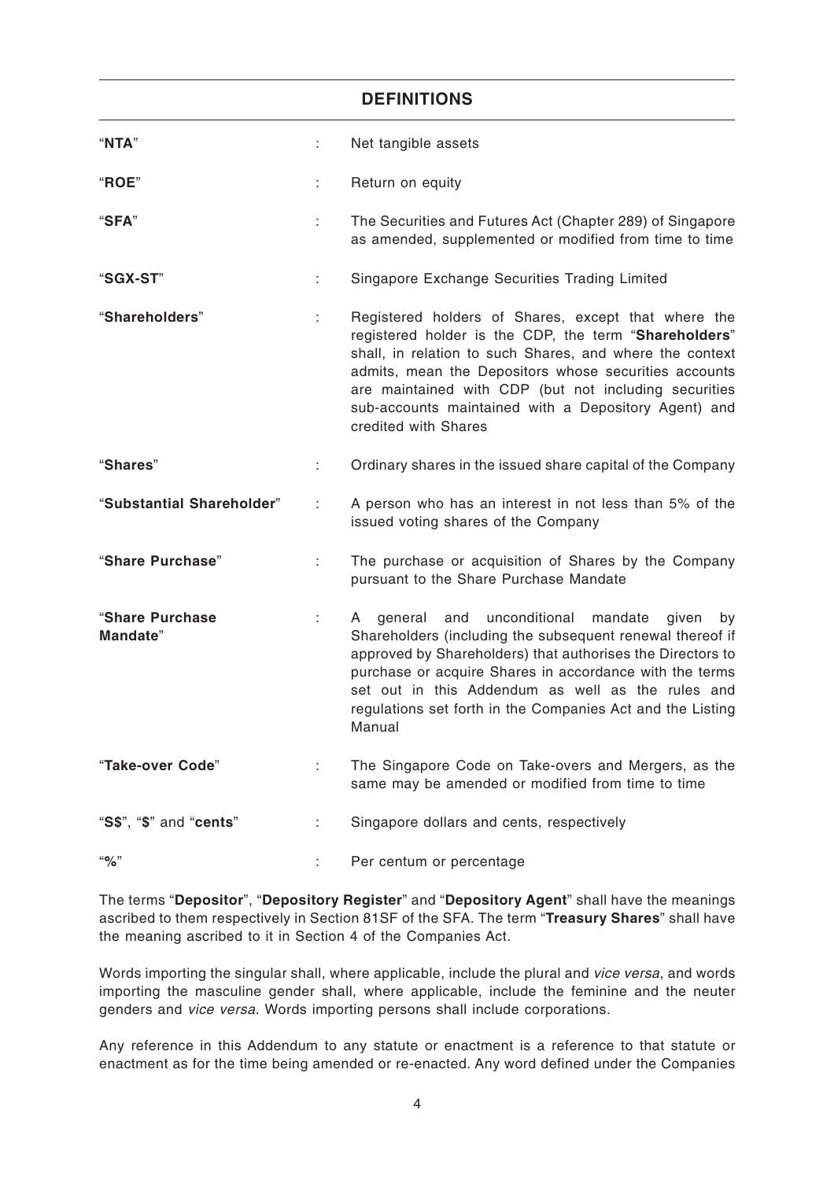## DEFINITIONS

| | | |
|---|---|---|
| "**NTA**" | : | Net tangible assets |
| "**ROE**" | : | Return on equity |
| "**SFA**" | : | The Securities and Futures Act (Chapter 289) of Singapore as amended, supplemented or modified from time to time |
| "**SGX-ST**" | : | Singapore Exchange Securities Trading Limited |
| "**Shareholders**" | : | Registered holders of Shares, except that where the registered holder is the CDP, the term "**Shareholders**" shall, in relation to such Shares, and where the context admits, mean the Depositors whose securities accounts are maintained with CDP (but not including securities sub-accounts maintained with a Depository Agent) and credited with Shares |
| "**Shares**" | : | Ordinary shares in the issued share capital of the Company |
| "**Substantial Shareholder**" | : | A person who has an interest in not less than 5% of the issued voting shares of the Company |
| "**Share Purchase**" | : | The purchase or acquisition of Shares by the Company pursuant to the Share Purchase Mandate |
| "**Share Purchase Mandate**" | : | A general and unconditional mandate given by Shareholders (including the subsequent renewal thereof if approved by Shareholders) that authorises the Directors to purchase or acquire Shares in accordance with the terms set out in this Addendum as well as the rules and regulations set forth in the Companies Act and the Listing Manual |
| "**Take-over Code**" | : | The Singapore Code on Take-overs and Mergers, as the same may be amended or modified from time to time |
| "**S$**", "**$**" and "**cents**" | : | Singapore dollars and cents, respectively |
| "**%**" | : | Per centum or percentage |

The terms "**Depositor**", "**Depository Register**" and "**Depository Agent**" shall have the meanings ascribed to them respectively in Section 81SF of the SFA. The term "**Treasury Shares**" shall have the meaning ascribed to it in Section 4 of the Companies Act.

Words importing the singular shall, where applicable, include the plural and *vice versa*, and words importing the masculine gender shall, where applicable, include the feminine and the neuter genders and *vice versa*. Words importing persons shall include corporations.

Any reference in this Addendum to any statute or enactment is a reference to that statute or enactment as for the time being amended or re-enacted. Any word defined under the Companies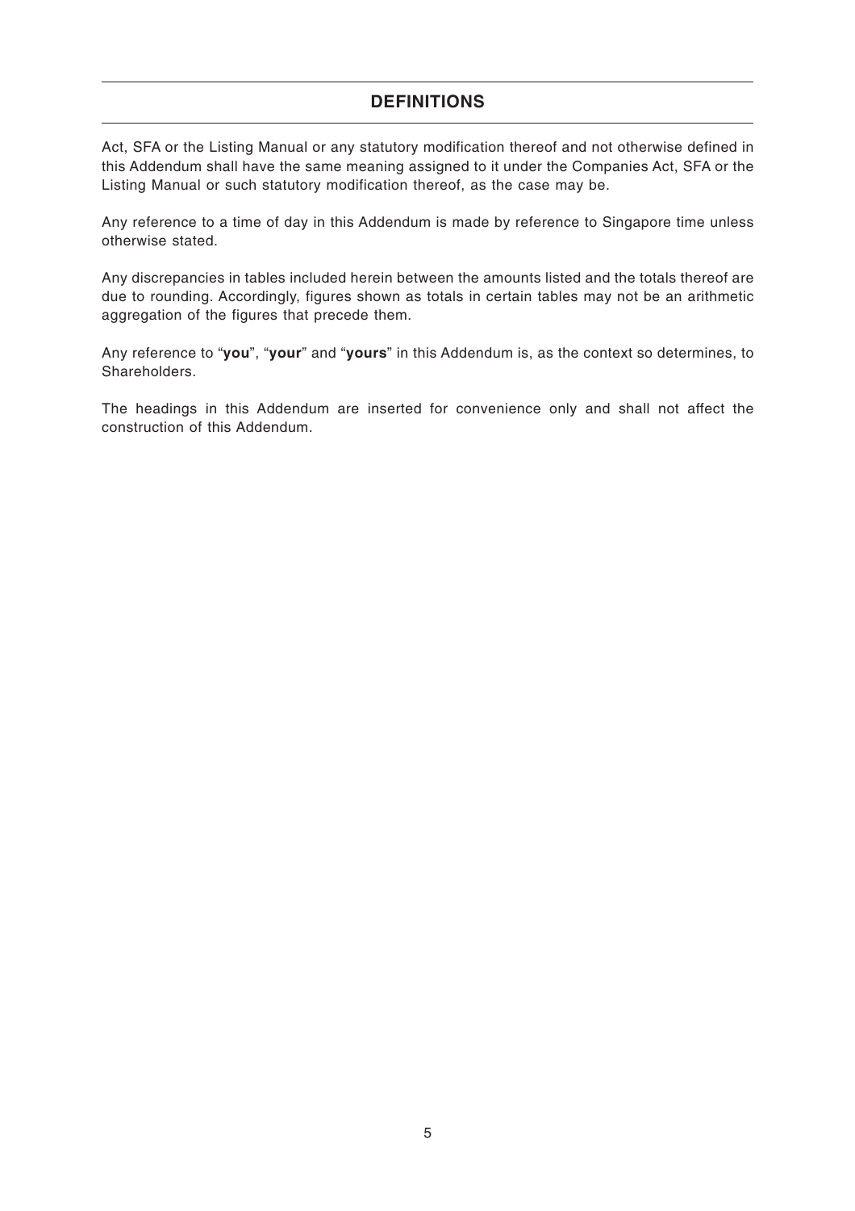## DEFINITIONS

Act, SFA or the Listing Manual or any statutory modification thereof and not otherwise defined in this Addendum shall have the same meaning assigned to it under the Companies Act, SFA or the Listing Manual or such statutory modification thereof, as the case may be.

Any reference to a time of day in this Addendum is made by reference to Singapore time unless otherwise stated.

Any discrepancies in tables included herein between the amounts listed and the totals thereof are due to rounding. Accordingly, figures shown as totals in certain tables may not be an arithmetic aggregation of the figures that precede them.

Any reference to "**you**", "**your**" and "**yours**" in this Addendum is, as the context so determines, to Shareholders.

The headings in this Addendum are inserted for convenience only and shall not affect the construction of this Addendum.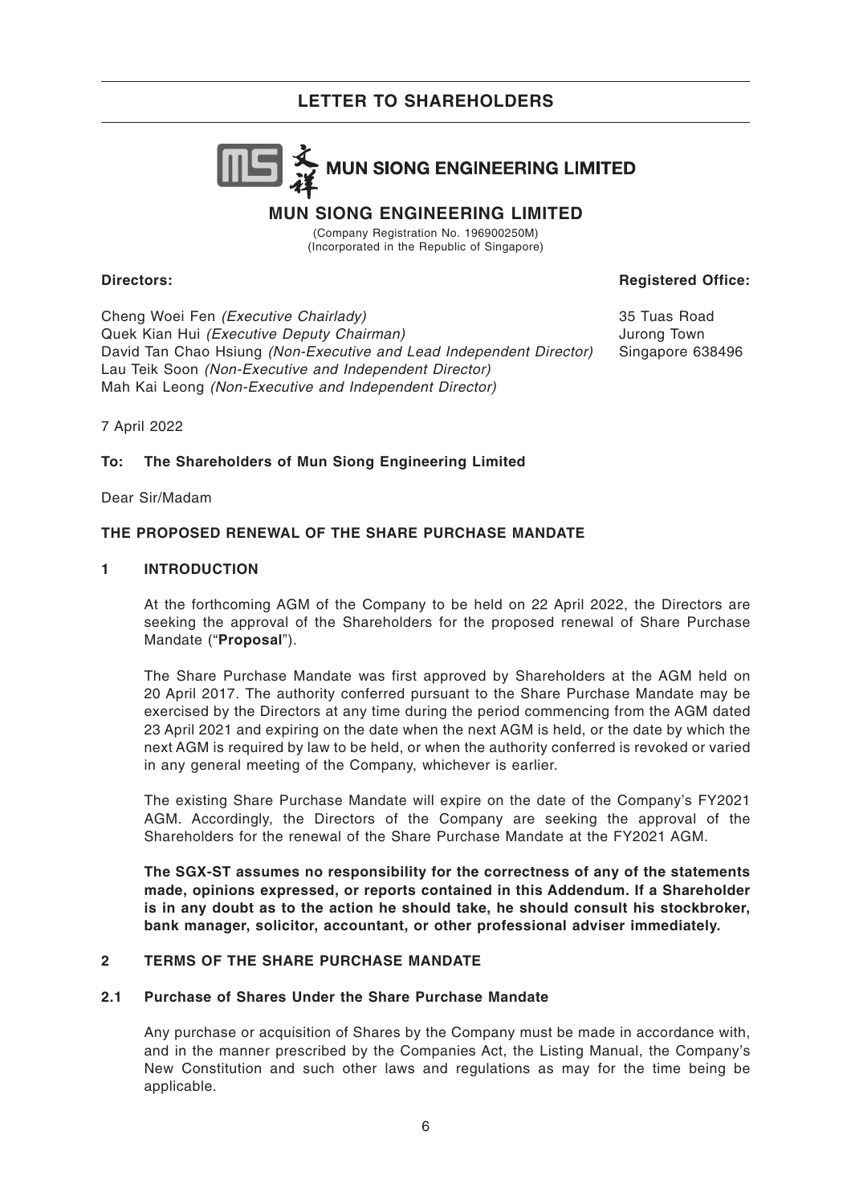# LETTER TO SHAREHOLDERS

MUN SIONG ENGINEERING LIMITED

## MUN SIONG ENGINEERING LIMITED

(Company Registration No. 196900250M)
(Incorporated in the Republic of Singapore)

| **Directors:** | **Registered Office:** |
|---|---|
| Cheng Woei Fen *(Executive Chairlady)* | 35 Tuas Road |
| Quek Kian Hui *(Executive Deputy Chairman)* | Jurong Town |
| David Tan Chao Hsiung *(Non-Executive and Lead Independent Director)* | Singapore 638496 |
| Lau Teik Soon *(Non-Executive and Independent Director)* | |
| Mah Kai Leong *(Non-Executive and Independent Director)* | |

7 April 2022

**To: The Shareholders of Mun Siong Engineering Limited**

Dear Sir/Madam

**THE PROPOSED RENEWAL OF THE SHARE PURCHASE MANDATE**

## 1 INTRODUCTION

At the forthcoming AGM of the Company to be held on 22 April 2022, the Directors are seeking the approval of the Shareholders for the proposed renewal of Share Purchase Mandate ("**Proposal**").

The Share Purchase Mandate was first approved by Shareholders at the AGM held on 20 April 2017. The authority conferred pursuant to the Share Purchase Mandate may be exercised by the Directors at any time during the period commencing from the AGM dated 23 April 2021 and expiring on the date when the next AGM is held, or the date by which the next AGM is required by law to be held, or when the authority conferred is revoked or varied in any general meeting of the Company, whichever is earlier.

The existing Share Purchase Mandate will expire on the date of the Company's FY2021 AGM. Accordingly, the Directors of the Company are seeking the approval of the Shareholders for the renewal of the Share Purchase Mandate at the FY2021 AGM.

**The SGX-ST assumes no responsibility for the correctness of any of the statements made, opinions expressed, or reports contained in this Addendum. If a Shareholder is in any doubt as to the action he should take, he should consult his stockbroker, bank manager, solicitor, accountant, or other professional adviser immediately.**

## 2 TERMS OF THE SHARE PURCHASE MANDATE

### 2.1 Purchase of Shares Under the Share Purchase Mandate

Any purchase or acquisition of Shares by the Company must be made in accordance with, and in the manner prescribed by the Companies Act, the Listing Manual, the Company's New Constitution and such other laws and regulations as may for the time being be applicable.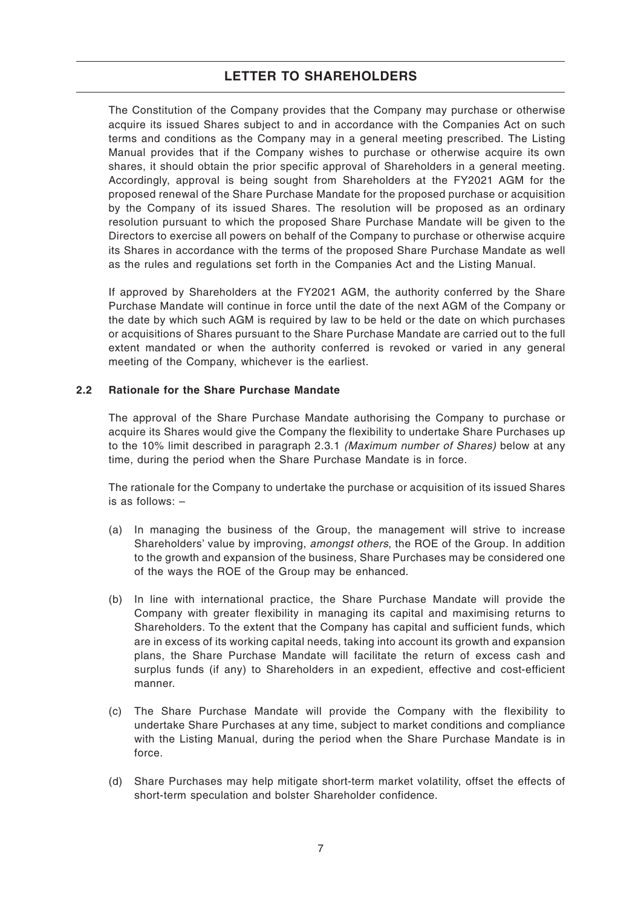The Constitution of the Company provides that the Company may purchase or otherwise acquire its issued Shares subject to and in accordance with the Companies Act on such terms and conditions as the Company may in a general meeting prescribed. The Listing Manual provides that if the Company wishes to purchase or otherwise acquire its own shares, it should obtain the prior specific approval of Shareholders in a general meeting. Accordingly, approval is being sought from Shareholders at the FY2021 AGM for the proposed renewal of the Share Purchase Mandate for the proposed purchase or acquisition by the Company of its issued Shares. The resolution will be proposed as an ordinary resolution pursuant to which the proposed Share Purchase Mandate will be given to the Directors to exercise all powers on behalf of the Company to purchase or otherwise acquire its Shares in accordance with the terms of the proposed Share Purchase Mandate as well as the rules and regulations set forth in the Companies Act and the Listing Manual.

If approved by Shareholders at the FY2021 AGM, the authority conferred by the Share Purchase Mandate will continue in force until the date of the next AGM of the Company or the date by which such AGM is required by law to be held or the date on which purchases or acquisitions of Shares pursuant to the Share Purchase Mandate are carried out to the full extent mandated or when the authority conferred is revoked or varied in any general meeting of the Company, whichever is the earliest.

### 2.2 Rationale for the Share Purchase Mandate

The approval of the Share Purchase Mandate authorising the Company to purchase or acquire its Shares would give the Company the flexibility to undertake Share Purchases up to the 10% limit described in paragraph 2.3.1 *(Maximum number of Shares)* below at any time, during the period when the Share Purchase Mandate is in force.

The rationale for the Company to undertake the purchase or acquisition of its issued Shares is as follows: –

(a) In managing the business of the Group, the management will strive to increase Shareholders' value by improving, *amongst others*, the ROE of the Group. In addition to the growth and expansion of the business, Share Purchases may be considered one of the ways the ROE of the Group may be enhanced.

(b) In line with international practice, the Share Purchase Mandate will provide the Company with greater flexibility in managing its capital and maximising returns to Shareholders. To the extent that the Company has capital and sufficient funds, which are in excess of its working capital needs, taking into account its growth and expansion plans, the Share Purchase Mandate will facilitate the return of excess cash and surplus funds (if any) to Shareholders in an expedient, effective and cost-efficient manner.

(c) The Share Purchase Mandate will provide the Company with the flexibility to undertake Share Purchases at any time, subject to market conditions and compliance with the Listing Manual, during the period when the Share Purchase Mandate is in force.

(d) Share Purchases may help mitigate short-term market volatility, offset the effects of short-term speculation and bolster Shareholder confidence.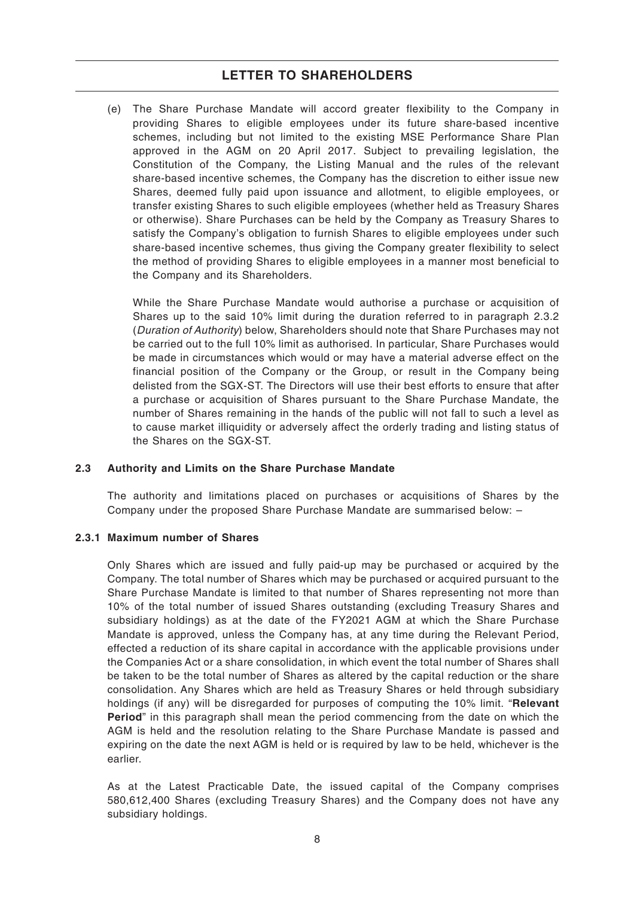(e) The Share Purchase Mandate will accord greater flexibility to the Company in providing Shares to eligible employees under its future share-based incentive schemes, including but not limited to the existing MSE Performance Share Plan approved in the AGM on 20 April 2017. Subject to prevailing legislation, the Constitution of the Company, the Listing Manual and the rules of the relevant share-based incentive schemes, the Company has the discretion to either issue new Shares, deemed fully paid upon issuance and allotment, to eligible employees, or transfer existing Shares to such eligible employees (whether held as Treasury Shares or otherwise). Share Purchases can be held by the Company as Treasury Shares to satisfy the Company's obligation to furnish Shares to eligible employees under such share-based incentive schemes, thus giving the Company greater flexibility to select the method of providing Shares to eligible employees in a manner most beneficial to the Company and its Shareholders.

While the Share Purchase Mandate would authorise a purchase or acquisition of Shares up to the said 10% limit during the duration referred to in paragraph 2.3.2 (*Duration of Authority*) below, Shareholders should note that Share Purchases may not be carried out to the full 10% limit as authorised. In particular, Share Purchases would be made in circumstances which would or may have a material adverse effect on the financial position of the Company or the Group, or result in the Company being delisted from the SGX-ST. The Directors will use their best efforts to ensure that after a purchase or acquisition of Shares pursuant to the Share Purchase Mandate, the number of Shares remaining in the hands of the public will not fall to such a level as to cause market illiquidity or adversely affect the orderly trading and listing status of the Shares on the SGX-ST.

## 2.3 Authority and Limits on the Share Purchase Mandate

The authority and limitations placed on purchases or acquisitions of Shares by the Company under the proposed Share Purchase Mandate are summarised below: –

### 2.3.1 Maximum number of Shares

Only Shares which are issued and fully paid-up may be purchased or acquired by the Company. The total number of Shares which may be purchased or acquired pursuant to the Share Purchase Mandate is limited to that number of Shares representing not more than 10% of the total number of issued Shares outstanding (excluding Treasury Shares and subsidiary holdings) as at the date of the FY2021 AGM at which the Share Purchase Mandate is approved, unless the Company has, at any time during the Relevant Period, effected a reduction of its share capital in accordance with the applicable provisions under the Companies Act or a share consolidation, in which event the total number of Shares shall be taken to be the total number of Shares as altered by the capital reduction or the share consolidation. Any Shares which are held as Treasury Shares or held through subsidiary holdings (if any) will be disregarded for purposes of computing the 10% limit. "**Relevant Period**" in this paragraph shall mean the period commencing from the date on which the AGM is held and the resolution relating to the Share Purchase Mandate is passed and expiring on the date the next AGM is held or is required by law to be held, whichever is the earlier.

As at the Latest Practicable Date, the issued capital of the Company comprises 580,612,400 Shares (excluding Treasury Shares) and the Company does not have any subsidiary holdings.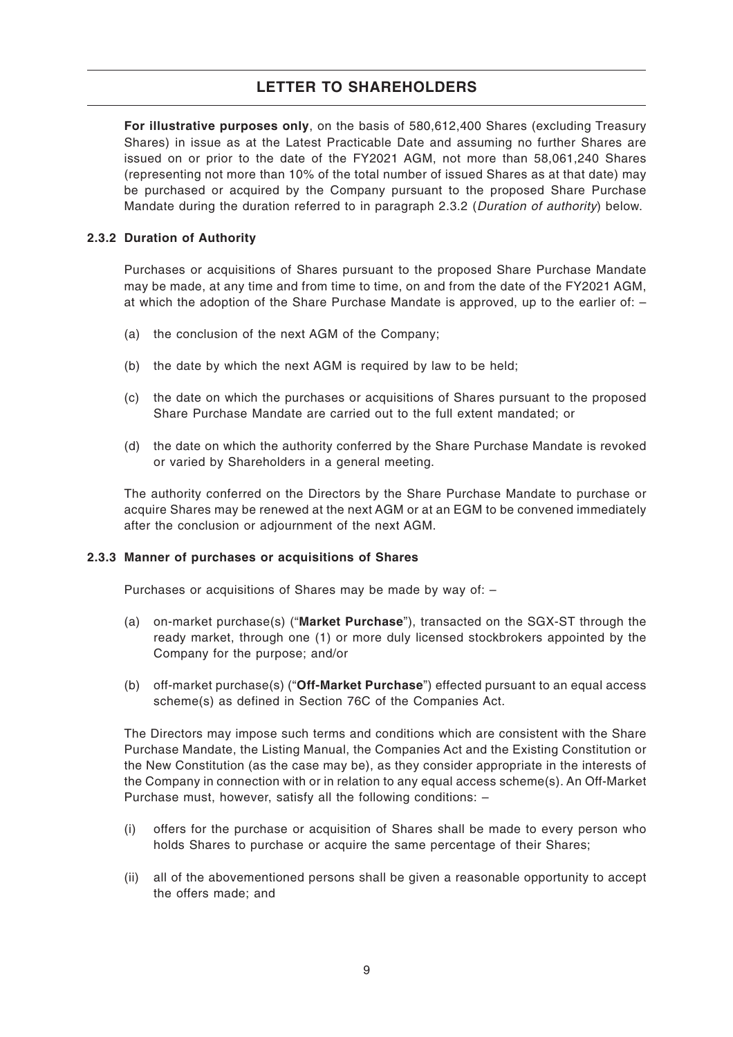**For illustrative purposes only**, on the basis of 580,612,400 Shares (excluding Treasury Shares) in issue as at the Latest Practicable Date and assuming no further Shares are issued on or prior to the date of the FY2021 AGM, not more than 58,061,240 Shares (representing not more than 10% of the total number of issued Shares as at that date) may be purchased or acquired by the Company pursuant to the proposed Share Purchase Mandate during the duration referred to in paragraph 2.3.2 (*Duration of authority*) below.

### 2.3.2 Duration of Authority

Purchases or acquisitions of Shares pursuant to the proposed Share Purchase Mandate may be made, at any time and from time to time, on and from the date of the FY2021 AGM, at which the adoption of the Share Purchase Mandate is approved, up to the earlier of: –

(a) the conclusion of the next AGM of the Company;

(b) the date by which the next AGM is required by law to be held;

(c) the date on which the purchases or acquisitions of Shares pursuant to the proposed Share Purchase Mandate are carried out to the full extent mandated; or

(d) the date on which the authority conferred by the Share Purchase Mandate is revoked or varied by Shareholders in a general meeting.

The authority conferred on the Directors by the Share Purchase Mandate to purchase or acquire Shares may be renewed at the next AGM or at an EGM to be convened immediately after the conclusion or adjournment of the next AGM.

### 2.3.3 Manner of purchases or acquisitions of Shares

Purchases or acquisitions of Shares may be made by way of: –

(a) on-market purchase(s) ("**Market Purchase**"), transacted on the SGX-ST through the ready market, through one (1) or more duly licensed stockbrokers appointed by the Company for the purpose; and/or

(b) off-market purchase(s) ("**Off-Market Purchase**") effected pursuant to an equal access scheme(s) as defined in Section 76C of the Companies Act.

The Directors may impose such terms and conditions which are consistent with the Share Purchase Mandate, the Listing Manual, the Companies Act and the Existing Constitution or the New Constitution (as the case may be), as they consider appropriate in the interests of the Company in connection with or in relation to any equal access scheme(s). An Off-Market Purchase must, however, satisfy all the following conditions: –

(i) offers for the purchase or acquisition of Shares shall be made to every person who holds Shares to purchase or acquire the same percentage of their Shares;

(ii) all of the abovementioned persons shall be given a reasonable opportunity to accept the offers made; and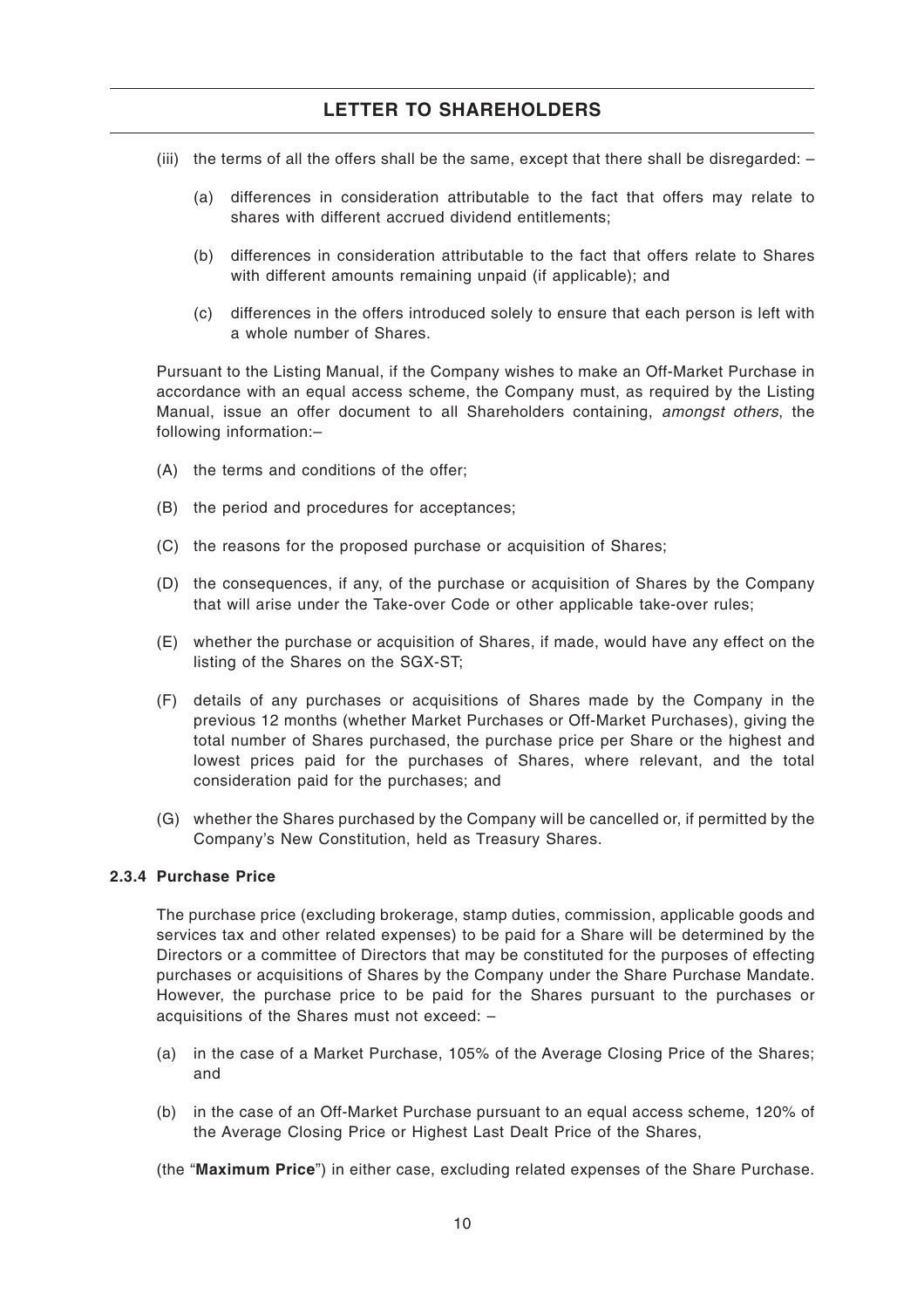(iii) the terms of all the offers shall be the same, except that there shall be disregarded: –

  (a) differences in consideration attributable to the fact that offers may relate to shares with different accrued dividend entitlements;

  (b) differences in consideration attributable to the fact that offers relate to Shares with different amounts remaining unpaid (if applicable); and

  (c) differences in the offers introduced solely to ensure that each person is left with a whole number of Shares.

Pursuant to the Listing Manual, if the Company wishes to make an Off-Market Purchase in accordance with an equal access scheme, the Company must, as required by the Listing Manual, issue an offer document to all Shareholders containing, *amongst others*, the following information:–

(A) the terms and conditions of the offer;

(B) the period and procedures for acceptances;

(C) the reasons for the proposed purchase or acquisition of Shares;

(D) the consequences, if any, of the purchase or acquisition of Shares by the Company that will arise under the Take-over Code or other applicable take-over rules;

(E) whether the purchase or acquisition of Shares, if made, would have any effect on the listing of the Shares on the SGX-ST;

(F) details of any purchases or acquisitions of Shares made by the Company in the previous 12 months (whether Market Purchases or Off-Market Purchases), giving the total number of Shares purchased, the purchase price per Share or the highest and lowest prices paid for the purchases of Shares, where relevant, and the total consideration paid for the purchases; and

(G) whether the Shares purchased by the Company will be cancelled or, if permitted by the Company's New Constitution, held as Treasury Shares.

#### 2.3.4 Purchase Price

The purchase price (excluding brokerage, stamp duties, commission, applicable goods and services tax and other related expenses) to be paid for a Share will be determined by the Directors or a committee of Directors that may be constituted for the purposes of effecting purchases or acquisitions of Shares by the Company under the Share Purchase Mandate. However, the purchase price to be paid for the Shares pursuant to the purchases or acquisitions of the Shares must not exceed: –

(a) in the case of a Market Purchase, 105% of the Average Closing Price of the Shares; and

(b) in the case of an Off-Market Purchase pursuant to an equal access scheme, 120% of the Average Closing Price or Highest Last Dealt Price of the Shares,

(the "**Maximum Price**") in either case, excluding related expenses of the Share Purchase.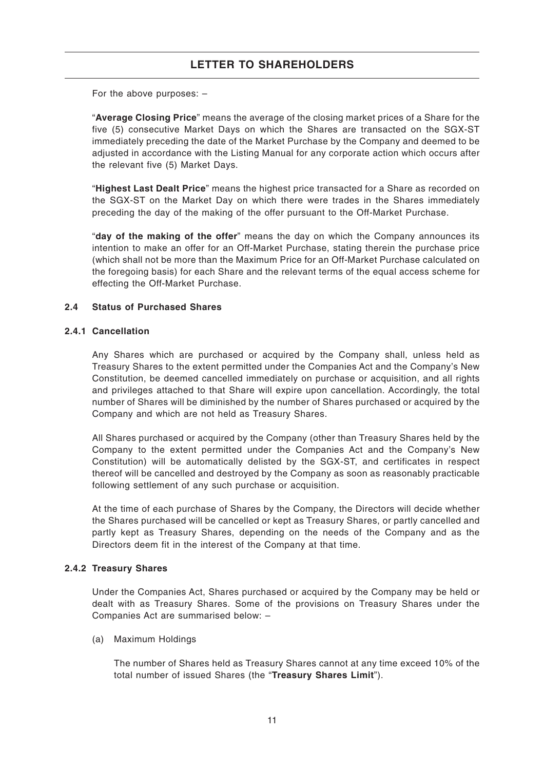For the above purposes: –

"**Average Closing Price**" means the average of the closing market prices of a Share for the five (5) consecutive Market Days on which the Shares are transacted on the SGX-ST immediately preceding the date of the Market Purchase by the Company and deemed to be adjusted in accordance with the Listing Manual for any corporate action which occurs after the relevant five (5) Market Days.

"**Highest Last Dealt Price**" means the highest price transacted for a Share as recorded on the SGX-ST on the Market Day on which there were trades in the Shares immediately preceding the day of the making of the offer pursuant to the Off-Market Purchase.

"**day of the making of the offer**" means the day on which the Company announces its intention to make an offer for an Off-Market Purchase, stating therein the purchase price (which shall not be more than the Maximum Price for an Off-Market Purchase calculated on the foregoing basis) for each Share and the relevant terms of the equal access scheme for effecting the Off-Market Purchase.

### 2.4 Status of Purchased Shares

#### 2.4.1 Cancellation

Any Shares which are purchased or acquired by the Company shall, unless held as Treasury Shares to the extent permitted under the Companies Act and the Company's New Constitution, be deemed cancelled immediately on purchase or acquisition, and all rights and privileges attached to that Share will expire upon cancellation. Accordingly, the total number of Shares will be diminished by the number of Shares purchased or acquired by the Company and which are not held as Treasury Shares.

All Shares purchased or acquired by the Company (other than Treasury Shares held by the Company to the extent permitted under the Companies Act and the Company's New Constitution) will be automatically delisted by the SGX-ST, and certificates in respect thereof will be cancelled and destroyed by the Company as soon as reasonably practicable following settlement of any such purchase or acquisition.

At the time of each purchase of Shares by the Company, the Directors will decide whether the Shares purchased will be cancelled or kept as Treasury Shares, or partly cancelled and partly kept as Treasury Shares, depending on the needs of the Company and as the Directors deem fit in the interest of the Company at that time.

#### 2.4.2 Treasury Shares

Under the Companies Act, Shares purchased or acquired by the Company may be held or dealt with as Treasury Shares. Some of the provisions on Treasury Shares under the Companies Act are summarised below: –

(a) Maximum Holdings

The number of Shares held as Treasury Shares cannot at any time exceed 10% of the total number of issued Shares (the "**Treasury Shares Limit**").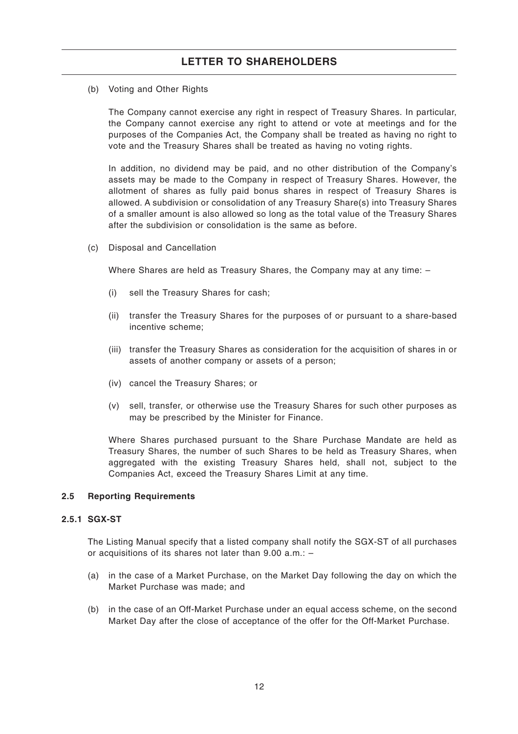(b) Voting and Other Rights

The Company cannot exercise any right in respect of Treasury Shares. In particular, the Company cannot exercise any right to attend or vote at meetings and for the purposes of the Companies Act, the Company shall be treated as having no right to vote and the Treasury Shares shall be treated as having no voting rights.

In addition, no dividend may be paid, and no other distribution of the Company's assets may be made to the Company in respect of Treasury Shares. However, the allotment of shares as fully paid bonus shares in respect of Treasury Shares is allowed. A subdivision or consolidation of any Treasury Share(s) into Treasury Shares of a smaller amount is also allowed so long as the total value of the Treasury Shares after the subdivision or consolidation is the same as before.

(c) Disposal and Cancellation

Where Shares are held as Treasury Shares, the Company may at any time: –

(i) sell the Treasury Shares for cash;

(ii) transfer the Treasury Shares for the purposes of or pursuant to a share-based incentive scheme;

(iii) transfer the Treasury Shares as consideration for the acquisition of shares in or assets of another company or assets of a person;

(iv) cancel the Treasury Shares; or

(v) sell, transfer, or otherwise use the Treasury Shares for such other purposes as may be prescribed by the Minister for Finance.

Where Shares purchased pursuant to the Share Purchase Mandate are held as Treasury Shares, the number of such Shares to be held as Treasury Shares, when aggregated with the existing Treasury Shares held, shall not, subject to the Companies Act, exceed the Treasury Shares Limit at any time.

### 2.5 Reporting Requirements

#### 2.5.1 SGX-ST

The Listing Manual specify that a listed company shall notify the SGX-ST of all purchases or acquisitions of its shares not later than 9.00 a.m.: –

(a) in the case of a Market Purchase, on the Market Day following the day on which the Market Purchase was made; and

(b) in the case of an Off-Market Purchase under an equal access scheme, on the second Market Day after the close of acceptance of the offer for the Off-Market Purchase.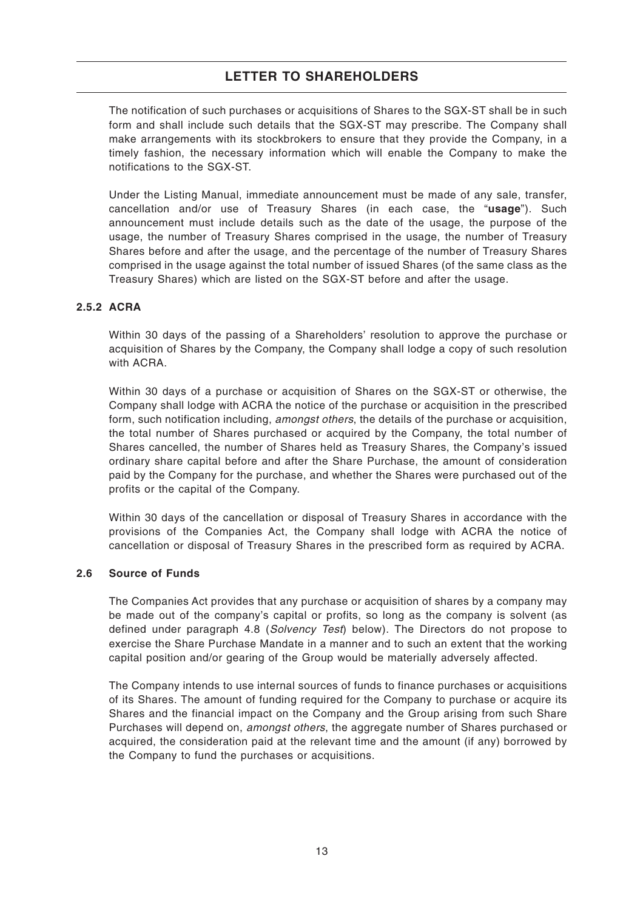The notification of such purchases or acquisitions of Shares to the SGX-ST shall be in such form and shall include such details that the SGX-ST may prescribe. The Company shall make arrangements with its stockbrokers to ensure that they provide the Company, in a timely fashion, the necessary information which will enable the Company to make the notifications to the SGX-ST.

Under the Listing Manual, immediate announcement must be made of any sale, transfer, cancellation and/or use of Treasury Shares (in each case, the "**usage**"). Such announcement must include details such as the date of the usage, the purpose of the usage, the number of Treasury Shares comprised in the usage, the number of Treasury Shares before and after the usage, and the percentage of the number of Treasury Shares comprised in the usage against the total number of issued Shares (of the same class as the Treasury Shares) which are listed on the SGX-ST before and after the usage.

### 2.5.2 ACRA

Within 30 days of the passing of a Shareholders' resolution to approve the purchase or acquisition of Shares by the Company, the Company shall lodge a copy of such resolution with ACRA.

Within 30 days of a purchase or acquisition of Shares on the SGX-ST or otherwise, the Company shall lodge with ACRA the notice of the purchase or acquisition in the prescribed form, such notification including, *amongst others*, the details of the purchase or acquisition, the total number of Shares purchased or acquired by the Company, the total number of Shares cancelled, the number of Shares held as Treasury Shares, the Company's issued ordinary share capital before and after the Share Purchase, the amount of consideration paid by the Company for the purchase, and whether the Shares were purchased out of the profits or the capital of the Company.

Within 30 days of the cancellation or disposal of Treasury Shares in accordance with the provisions of the Companies Act, the Company shall lodge with ACRA the notice of cancellation or disposal of Treasury Shares in the prescribed form as required by ACRA.

### 2.6 Source of Funds

The Companies Act provides that any purchase or acquisition of shares by a company may be made out of the company's capital or profits, so long as the company is solvent (as defined under paragraph 4.8 (*Solvency Test*) below). The Directors do not propose to exercise the Share Purchase Mandate in a manner and to such an extent that the working capital position and/or gearing of the Group would be materially adversely affected.

The Company intends to use internal sources of funds to finance purchases or acquisitions of its Shares. The amount of funding required for the Company to purchase or acquire its Shares and the financial impact on the Company and the Group arising from such Share Purchases will depend on, *amongst others*, the aggregate number of Shares purchased or acquired, the consideration paid at the relevant time and the amount (if any) borrowed by the Company to fund the purchases or acquisitions.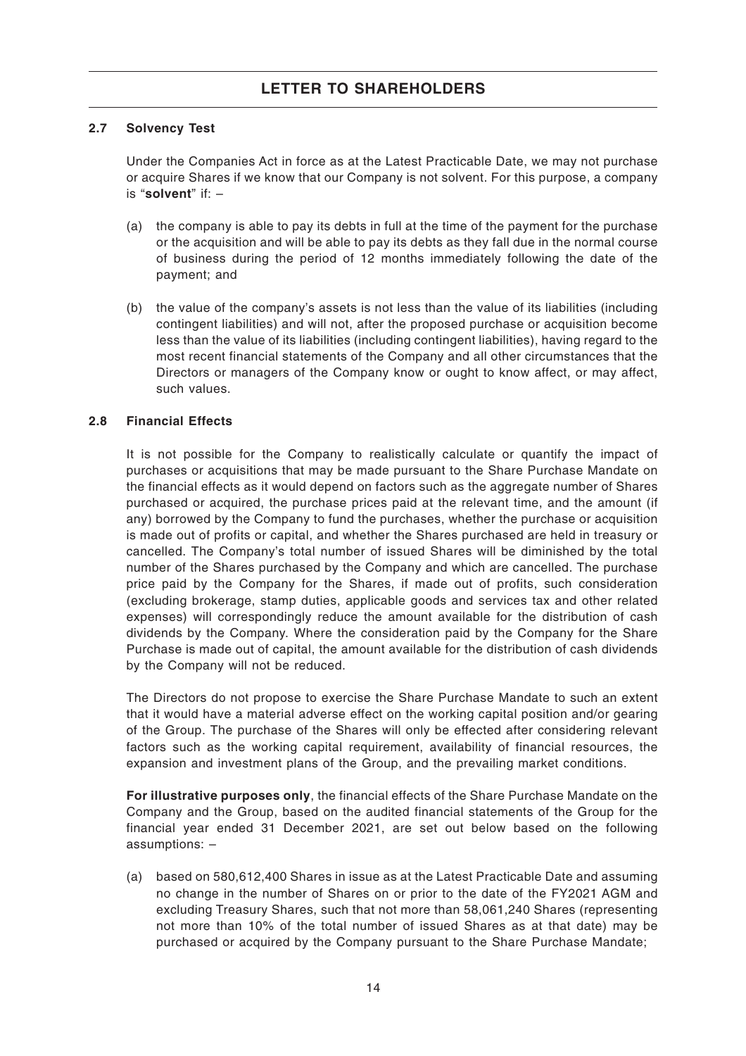### 2.7 Solvency Test

Under the Companies Act in force as at the Latest Practicable Date, we may not purchase or acquire Shares if we know that our Company is not solvent. For this purpose, a company is "**solvent**" if: –

(a) the company is able to pay its debts in full at the time of the payment for the purchase or the acquisition and will be able to pay its debts as they fall due in the normal course of business during the period of 12 months immediately following the date of the payment; and

(b) the value of the company's assets is not less than the value of its liabilities (including contingent liabilities) and will not, after the proposed purchase or acquisition become less than the value of its liabilities (including contingent liabilities), having regard to the most recent financial statements of the Company and all other circumstances that the Directors or managers of the Company know or ought to know affect, or may affect, such values.

### 2.8 Financial Effects

It is not possible for the Company to realistically calculate or quantify the impact of purchases or acquisitions that may be made pursuant to the Share Purchase Mandate on the financial effects as it would depend on factors such as the aggregate number of Shares purchased or acquired, the purchase prices paid at the relevant time, and the amount (if any) borrowed by the Company to fund the purchases, whether the purchase or acquisition is made out of profits or capital, and whether the Shares purchased are held in treasury or cancelled. The Company's total number of issued Shares will be diminished by the total number of the Shares purchased by the Company and which are cancelled. The purchase price paid by the Company for the Shares, if made out of profits, such consideration (excluding brokerage, stamp duties, applicable goods and services tax and other related expenses) will correspondingly reduce the amount available for the distribution of cash dividends by the Company. Where the consideration paid by the Company for the Share Purchase is made out of capital, the amount available for the distribution of cash dividends by the Company will not be reduced.

The Directors do not propose to exercise the Share Purchase Mandate to such an extent that it would have a material adverse effect on the working capital position and/or gearing of the Group. The purchase of the Shares will only be effected after considering relevant factors such as the working capital requirement, availability of financial resources, the expansion and investment plans of the Group, and the prevailing market conditions.

**For illustrative purposes only**, the financial effects of the Share Purchase Mandate on the Company and the Group, based on the audited financial statements of the Group for the financial year ended 31 December 2021, are set out below based on the following assumptions: –

(a) based on 580,612,400 Shares in issue as at the Latest Practicable Date and assuming no change in the number of Shares on or prior to the date of the FY2021 AGM and excluding Treasury Shares, such that not more than 58,061,240 Shares (representing not more than 10% of the total number of issued Shares as at that date) may be purchased or acquired by the Company pursuant to the Share Purchase Mandate;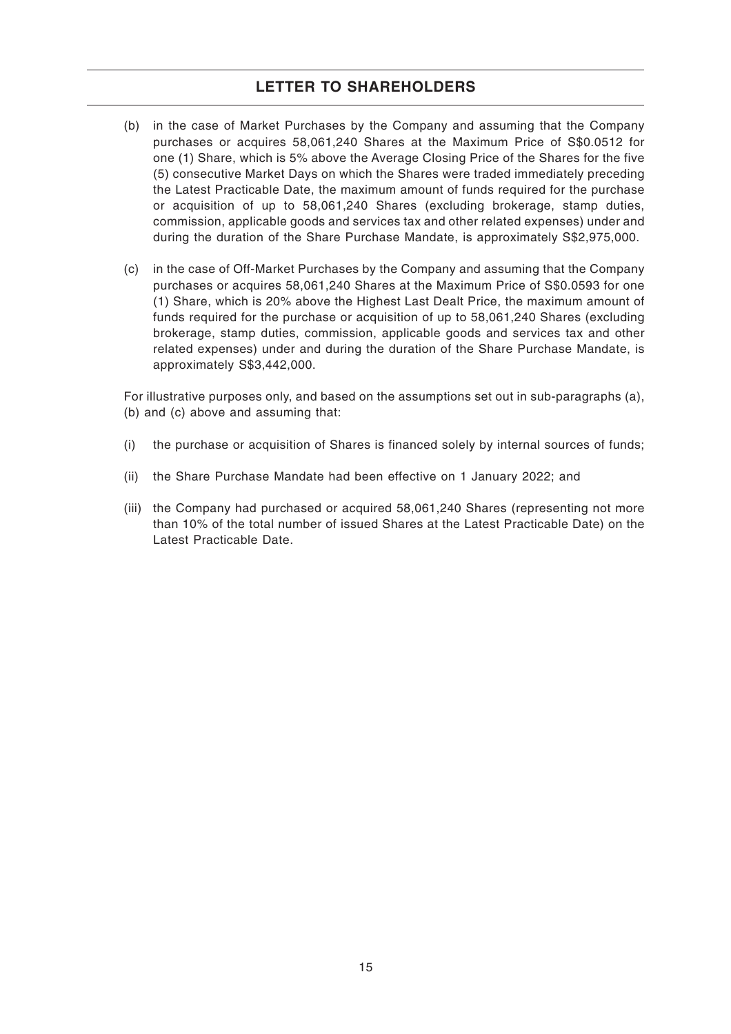## LETTER TO SHAREHOLDERS

(b) in the case of Market Purchases by the Company and assuming that the Company purchases or acquires 58,061,240 Shares at the Maximum Price of S$0.0512 for one (1) Share, which is 5% above the Average Closing Price of the Shares for the five (5) consecutive Market Days on which the Shares were traded immediately preceding the Latest Practicable Date, the maximum amount of funds required for the purchase or acquisition of up to 58,061,240 Shares (excluding brokerage, stamp duties, commission, applicable goods and services tax and other related expenses) under and during the duration of the Share Purchase Mandate, is approximately S$2,975,000.

(c) in the case of Off-Market Purchases by the Company and assuming that the Company purchases or acquires 58,061,240 Shares at the Maximum Price of S$0.0593 for one (1) Share, which is 20% above the Highest Last Dealt Price, the maximum amount of funds required for the purchase or acquisition of up to 58,061,240 Shares (excluding brokerage, stamp duties, commission, applicable goods and services tax and other related expenses) under and during the duration of the Share Purchase Mandate, is approximately S$3,442,000.

For illustrative purposes only, and based on the assumptions set out in sub-paragraphs (a), (b) and (c) above and assuming that:

(i) the purchase or acquisition of Shares is financed solely by internal sources of funds;

(ii) the Share Purchase Mandate had been effective on 1 January 2022; and

(iii) the Company had purchased or acquired 58,061,240 Shares (representing not more than 10% of the total number of issued Shares at the Latest Practicable Date) on the Latest Practicable Date.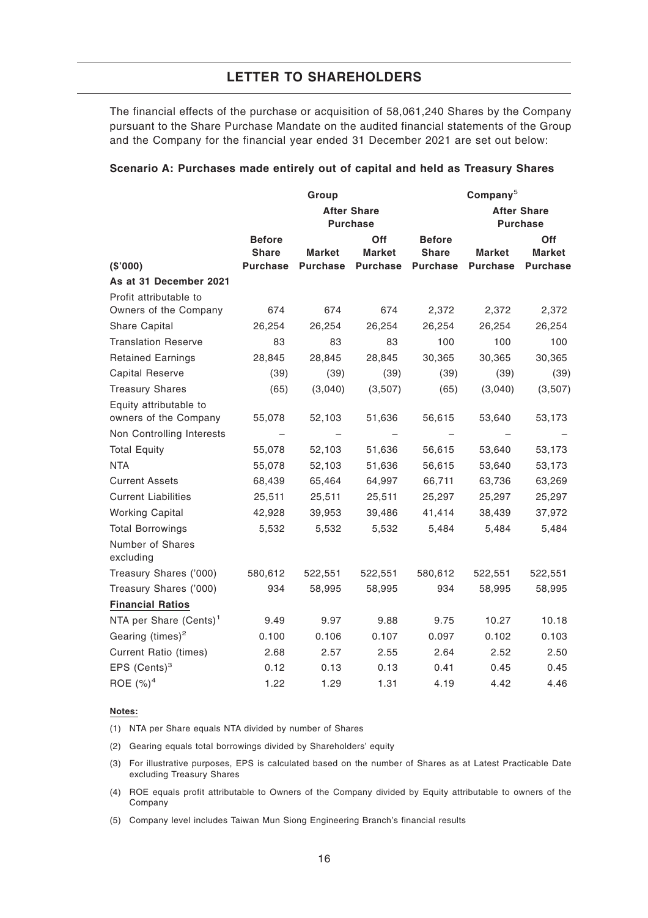# LETTER TO SHAREHOLDERS

The financial effects of the purchase or acquisition of 58,061,240 Shares by the Company pursuant to the Share Purchase Mandate on the audited financial statements of the Group and the Company for the financial year ended 31 December 2021 are set out below:

**Scenario A: Purchases made entirely out of capital and held as Treasury Shares**

| | Group | | | Company[5] | | |
|---|---|---|---|---|---|---|
| | | After Share Purchase | | | After Share Purchase | |
| **($'000)** | **Before Share Purchase** | **Market Purchase** | **Off Market Purchase** | **Before Share Purchase** | **Market Purchase** | **Off Market Purchase** |
| **As at 31 December 2021** | | | | | | |
| Profit attributable to Owners of the Company | 674 | 674 | 674 | 2,372 | 2,372 | 2,372 |
| Share Capital | 26,254 | 26,254 | 26,254 | 26,254 | 26,254 | 26,254 |
| Translation Reserve | 83 | 83 | 83 | 100 | 100 | 100 |
| Retained Earnings | 28,845 | 28,845 | 28,845 | 30,365 | 30,365 | 30,365 |
| Capital Reserve | (39) | (39) | (39) | (39) | (39) | (39) |
| Treasury Shares | (65) | (3,040) | (3,507) | (65) | (3,040) | (3,507) |
| Equity attributable to owners of the Company | 55,078 | 52,103 | 51,636 | 56,615 | 53,640 | 53,173 |
| Non Controlling Interests | – | – | – | – | – | – |
| Total Equity | 55,078 | 52,103 | 51,636 | 56,615 | 53,640 | 53,173 |
| NTA | 55,078 | 52,103 | 51,636 | 56,615 | 53,640 | 53,173 |
| Current Assets | 68,439 | 65,464 | 64,997 | 66,711 | 63,736 | 63,269 |
| Current Liabilities | 25,511 | 25,511 | 25,511 | 25,297 | 25,297 | 25,297 |
| Working Capital | 42,928 | 39,953 | 39,486 | 41,414 | 38,439 | 37,972 |
| Total Borrowings | 5,532 | 5,532 | 5,532 | 5,484 | 5,484 | 5,484 |
| Number of Shares excluding | | | | | | |
| Treasury Shares ('000) | 580,612 | 522,551 | 522,551 | 580,612 | 522,551 | 522,551 |
| Treasury Shares ('000) | 934 | 58,995 | 58,995 | 934 | 58,995 | 58,995 |
| **Financial Ratios** | | | | | | |
| NTA per Share (Cents)[1] | 9.49 | 9.97 | 9.88 | 9.75 | 10.27 | 10.18 |
| Gearing (times)[2] | 0.100 | 0.106 | 0.107 | 0.097 | 0.102 | 0.103 |
| Current Ratio (times) | 2.68 | 2.57 | 2.55 | 2.64 | 2.52 | 2.50 |
| EPS (Cents)[3] | 0.12 | 0.13 | 0.13 | 0.41 | 0.45 | 0.45 |
| ROE (%)[4] | 1.22 | 1.29 | 1.31 | 4.19 | 4.42 | 4.46 |

**Notes:**

(1) NTA per Share equals NTA divided by number of Shares

(2) Gearing equals total borrowings divided by Shareholders' equity

(3) For illustrative purposes, EPS is calculated based on the number of Shares as at Latest Practicable Date excluding Treasury Shares

(4) ROE equals profit attributable to Owners of the Company divided by Equity attributable to owners of the Company

(5) Company level includes Taiwan Mun Siong Engineering Branch's financial results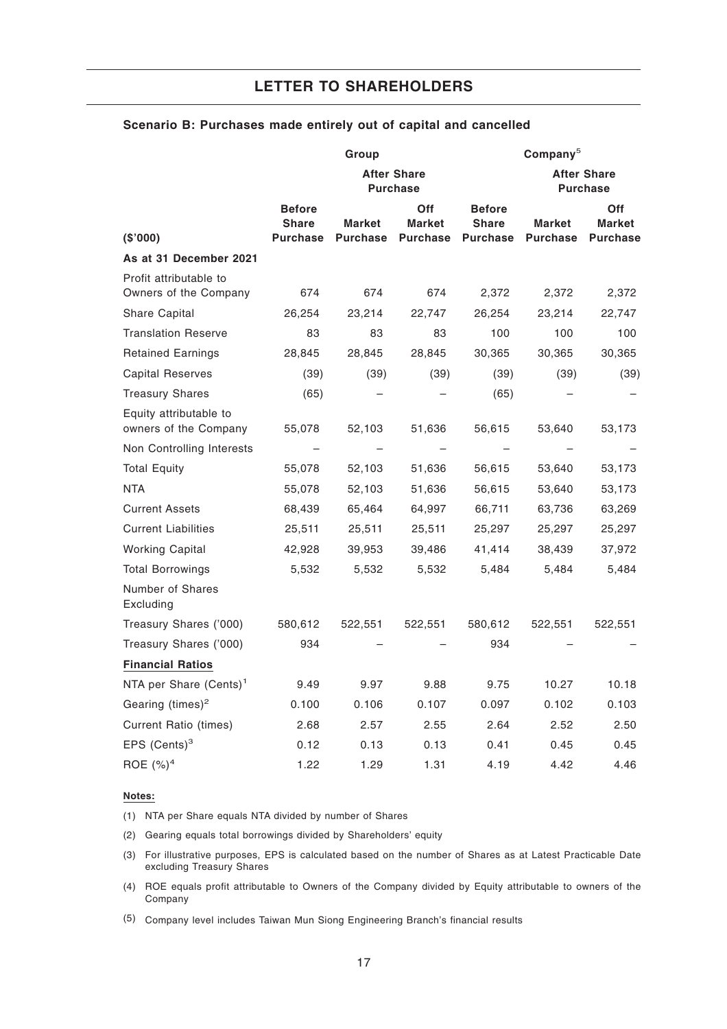### Scenario B: Purchases made entirely out of capital and cancelled

| ($'000) | Group | | | Company[5] | | |
|---|---|---|---|---|---|---|
| | | After Share Purchase | | | After Share Purchase | |
| | Before Share Purchase | Market Purchase | Off Market Purchase | Before Share Purchase | Market Purchase | Off Market Purchase |
| **As at 31 December 2021** | | | | | | |
| Profit attributable to Owners of the Company | 674 | 674 | 674 | 2,372 | 2,372 | 2,372 |
| Share Capital | 26,254 | 23,214 | 22,747 | 26,254 | 23,214 | 22,747 |
| Translation Reserve | 83 | 83 | 83 | 100 | 100 | 100 |
| Retained Earnings | 28,845 | 28,845 | 28,845 | 30,365 | 30,365 | 30,365 |
| Capital Reserves | (39) | (39) | (39) | (39) | (39) | (39) |
| Treasury Shares | (65) | – | – | (65) | – | – |
| Equity attributable to owners of the Company | 55,078 | 52,103 | 51,636 | 56,615 | 53,640 | 53,173 |
| Non Controlling Interests | – | – | – | – | – | – |
| Total Equity | 55,078 | 52,103 | 51,636 | 56,615 | 53,640 | 53,173 |
| NTA | 55,078 | 52,103 | 51,636 | 56,615 | 53,640 | 53,173 |
| Current Assets | 68,439 | 65,464 | 64,997 | 66,711 | 63,736 | 63,269 |
| Current Liabilities | 25,511 | 25,511 | 25,511 | 25,297 | 25,297 | 25,297 |
| Working Capital | 42,928 | 39,953 | 39,486 | 41,414 | 38,439 | 37,972 |
| Total Borrowings | 5,532 | 5,532 | 5,532 | 5,484 | 5,484 | 5,484 |
| Number of Shares Excluding | | | | | | |
| Treasury Shares ('000) | 580,612 | 522,551 | 522,551 | 580,612 | 522,551 | 522,551 |
| Treasury Shares ('000) | 934 | – | – | 934 | – | – |
| **Financial Ratios** | | | | | | |
| NTA per Share (Cents)[1] | 9.49 | 9.97 | 9.88 | 9.75 | 10.27 | 10.18 |
| Gearing (times)[2] | 0.100 | 0.106 | 0.107 | 0.097 | 0.102 | 0.103 |
| Current Ratio (times) | 2.68 | 2.57 | 2.55 | 2.64 | 2.52 | 2.50 |
| EPS (Cents)[3] | 0.12 | 0.13 | 0.13 | 0.41 | 0.45 | 0.45 |
| ROE (%)[4] | 1.22 | 1.29 | 1.31 | 4.19 | 4.42 | 4.46 |

**Notes:**

(1) NTA per Share equals NTA divided by number of Shares

(2) Gearing equals total borrowings divided by Shareholders' equity

(3) For illustrative purposes, EPS is calculated based on the number of Shares as at Latest Practicable Date excluding Treasury Shares

(4) ROE equals profit attributable to Owners of the Company divided by Equity attributable to owners of the Company

(5) Company level includes Taiwan Mun Siong Engineering Branch's financial results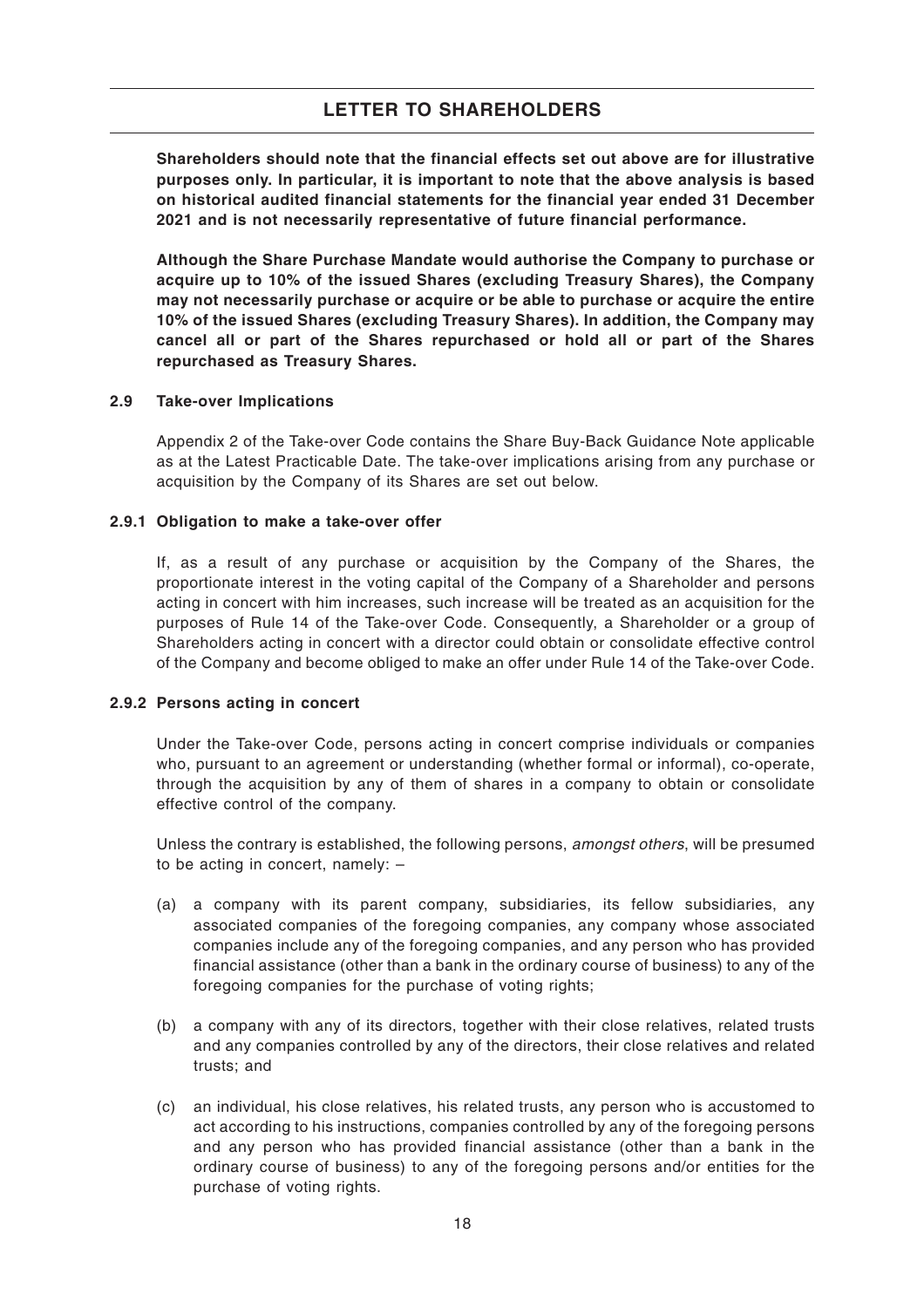**Shareholders should note that the financial effects set out above are for illustrative purposes only. In particular, it is important to note that the above analysis is based on historical audited financial statements for the financial year ended 31 December 2021 and is not necessarily representative of future financial performance.**

**Although the Share Purchase Mandate would authorise the Company to purchase or acquire up to 10% of the issued Shares (excluding Treasury Shares), the Company may not necessarily purchase or acquire or be able to purchase or acquire the entire 10% of the issued Shares (excluding Treasury Shares). In addition, the Company may cancel all or part of the Shares repurchased or hold all or part of the Shares repurchased as Treasury Shares.**

### 2.9 Take-over Implications

Appendix 2 of the Take-over Code contains the Share Buy-Back Guidance Note applicable as at the Latest Practicable Date. The take-over implications arising from any purchase or acquisition by the Company of its Shares are set out below.

#### 2.9.1 Obligation to make a take-over offer

If, as a result of any purchase or acquisition by the Company of the Shares, the proportionate interest in the voting capital of the Company of a Shareholder and persons acting in concert with him increases, such increase will be treated as an acquisition for the purposes of Rule 14 of the Take-over Code. Consequently, a Shareholder or a group of Shareholders acting in concert with a director could obtain or consolidate effective control of the Company and become obliged to make an offer under Rule 14 of the Take-over Code.

#### 2.9.2 Persons acting in concert

Under the Take-over Code, persons acting in concert comprise individuals or companies who, pursuant to an agreement or understanding (whether formal or informal), co-operate, through the acquisition by any of them of shares in a company to obtain or consolidate effective control of the company.

Unless the contrary is established, the following persons, *amongst others*, will be presumed to be acting in concert, namely: –

(a) a company with its parent company, subsidiaries, its fellow subsidiaries, any associated companies of the foregoing companies, any company whose associated companies include any of the foregoing companies, and any person who has provided financial assistance (other than a bank in the ordinary course of business) to any of the foregoing companies for the purchase of voting rights;

(b) a company with any of its directors, together with their close relatives, related trusts and any companies controlled by any of the directors, their close relatives and related trusts; and

(c) an individual, his close relatives, his related trusts, any person who is accustomed to act according to his instructions, companies controlled by any of the foregoing persons and any person who has provided financial assistance (other than a bank in the ordinary course of business) to any of the foregoing persons and/or entities for the purchase of voting rights.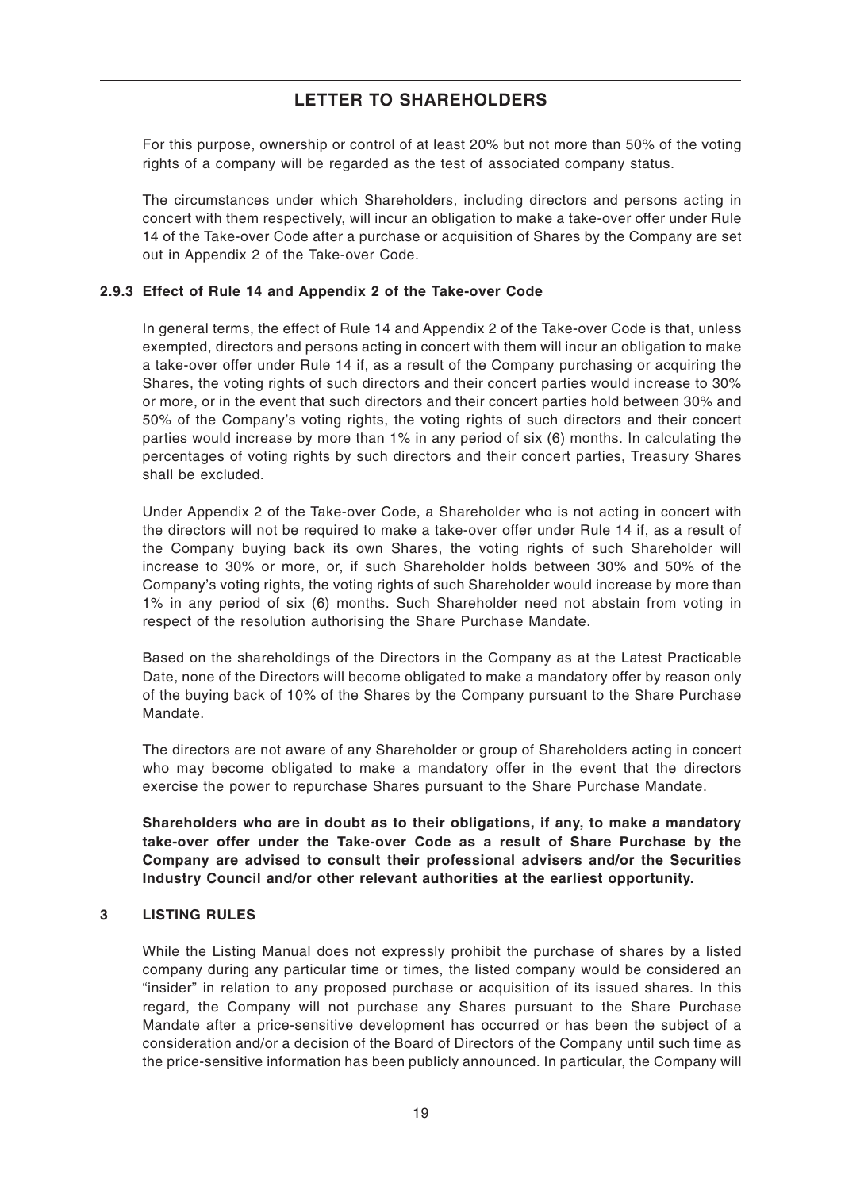For this purpose, ownership or control of at least 20% but not more than 50% of the voting rights of a company will be regarded as the test of associated company status.

The circumstances under which Shareholders, including directors and persons acting in concert with them respectively, will incur an obligation to make a take-over offer under Rule 14 of the Take-over Code after a purchase or acquisition of Shares by the Company are set out in Appendix 2 of the Take-over Code.

#### 2.9.3 Effect of Rule 14 and Appendix 2 of the Take-over Code

In general terms, the effect of Rule 14 and Appendix 2 of the Take-over Code is that, unless exempted, directors and persons acting in concert with them will incur an obligation to make a take-over offer under Rule 14 if, as a result of the Company purchasing or acquiring the Shares, the voting rights of such directors and their concert parties would increase to 30% or more, or in the event that such directors and their concert parties hold between 30% and 50% of the Company's voting rights, the voting rights of such directors and their concert parties would increase by more than 1% in any period of six (6) months. In calculating the percentages of voting rights by such directors and their concert parties, Treasury Shares shall be excluded.

Under Appendix 2 of the Take-over Code, a Shareholder who is not acting in concert with the directors will not be required to make a take-over offer under Rule 14 if, as a result of the Company buying back its own Shares, the voting rights of such Shareholder will increase to 30% or more, or, if such Shareholder holds between 30% and 50% of the Company's voting rights, the voting rights of such Shareholder would increase by more than 1% in any period of six (6) months. Such Shareholder need not abstain from voting in respect of the resolution authorising the Share Purchase Mandate.

Based on the shareholdings of the Directors in the Company as at the Latest Practicable Date, none of the Directors will become obligated to make a mandatory offer by reason only of the buying back of 10% of the Shares by the Company pursuant to the Share Purchase Mandate.

The directors are not aware of any Shareholder or group of Shareholders acting in concert who may become obligated to make a mandatory offer in the event that the directors exercise the power to repurchase Shares pursuant to the Share Purchase Mandate.

**Shareholders who are in doubt as to their obligations, if any, to make a mandatory take-over offer under the Take-over Code as a result of Share Purchase by the Company are advised to consult their professional advisers and/or the Securities Industry Council and/or other relevant authorities at the earliest opportunity.**

## 3 LISTING RULES

While the Listing Manual does not expressly prohibit the purchase of shares by a listed company during any particular time or times, the listed company would be considered an "insider" in relation to any proposed purchase or acquisition of its issued shares. In this regard, the Company will not purchase any Shares pursuant to the Share Purchase Mandate after a price-sensitive development has occurred or has been the subject of a consideration and/or a decision of the Board of Directors of the Company until such time as the price-sensitive information has been publicly announced. In particular, the Company will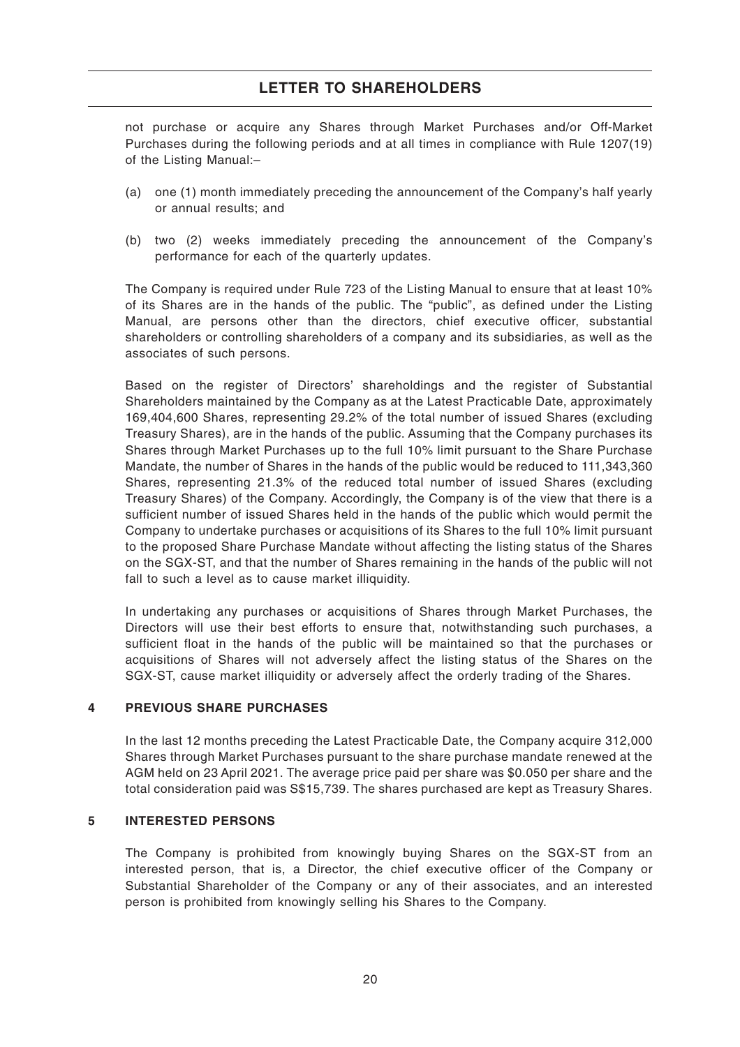not purchase or acquire any Shares through Market Purchases and/or Off-Market Purchases during the following periods and at all times in compliance with Rule 1207(19) of the Listing Manual:–

(a) one (1) month immediately preceding the announcement of the Company's half yearly or annual results; and

(b) two (2) weeks immediately preceding the announcement of the Company's performance for each of the quarterly updates.

The Company is required under Rule 723 of the Listing Manual to ensure that at least 10% of its Shares are in the hands of the public. The "public", as defined under the Listing Manual, are persons other than the directors, chief executive officer, substantial shareholders or controlling shareholders of a company and its subsidiaries, as well as the associates of such persons.

Based on the register of Directors' shareholdings and the register of Substantial Shareholders maintained by the Company as at the Latest Practicable Date, approximately 169,404,600 Shares, representing 29.2% of the total number of issued Shares (excluding Treasury Shares), are in the hands of the public. Assuming that the Company purchases its Shares through Market Purchases up to the full 10% limit pursuant to the Share Purchase Mandate, the number of Shares in the hands of the public would be reduced to 111,343,360 Shares, representing 21.3% of the reduced total number of issued Shares (excluding Treasury Shares) of the Company. Accordingly, the Company is of the view that there is a sufficient number of issued Shares held in the hands of the public which would permit the Company to undertake purchases or acquisitions of its Shares to the full 10% limit pursuant to the proposed Share Purchase Mandate without affecting the listing status of the Shares on the SGX-ST, and that the number of Shares remaining in the hands of the public will not fall to such a level as to cause market illiquidity.

In undertaking any purchases or acquisitions of Shares through Market Purchases, the Directors will use their best efforts to ensure that, notwithstanding such purchases, a sufficient float in the hands of the public will be maintained so that the purchases or acquisitions of Shares will not adversely affect the listing status of the Shares on the SGX-ST, cause market illiquidity or adversely affect the orderly trading of the Shares.

## 4 PREVIOUS SHARE PURCHASES

In the last 12 months preceding the Latest Practicable Date, the Company acquire 312,000 Shares through Market Purchases pursuant to the share purchase mandate renewed at the AGM held on 23 April 2021. The average price paid per share was $0.050 per share and the total consideration paid was S$15,739. The shares purchased are kept as Treasury Shares.

## 5 INTERESTED PERSONS

The Company is prohibited from knowingly buying Shares on the SGX-ST from an interested person, that is, a Director, the chief executive officer of the Company or Substantial Shareholder of the Company or any of their associates, and an interested person is prohibited from knowingly selling his Shares to the Company.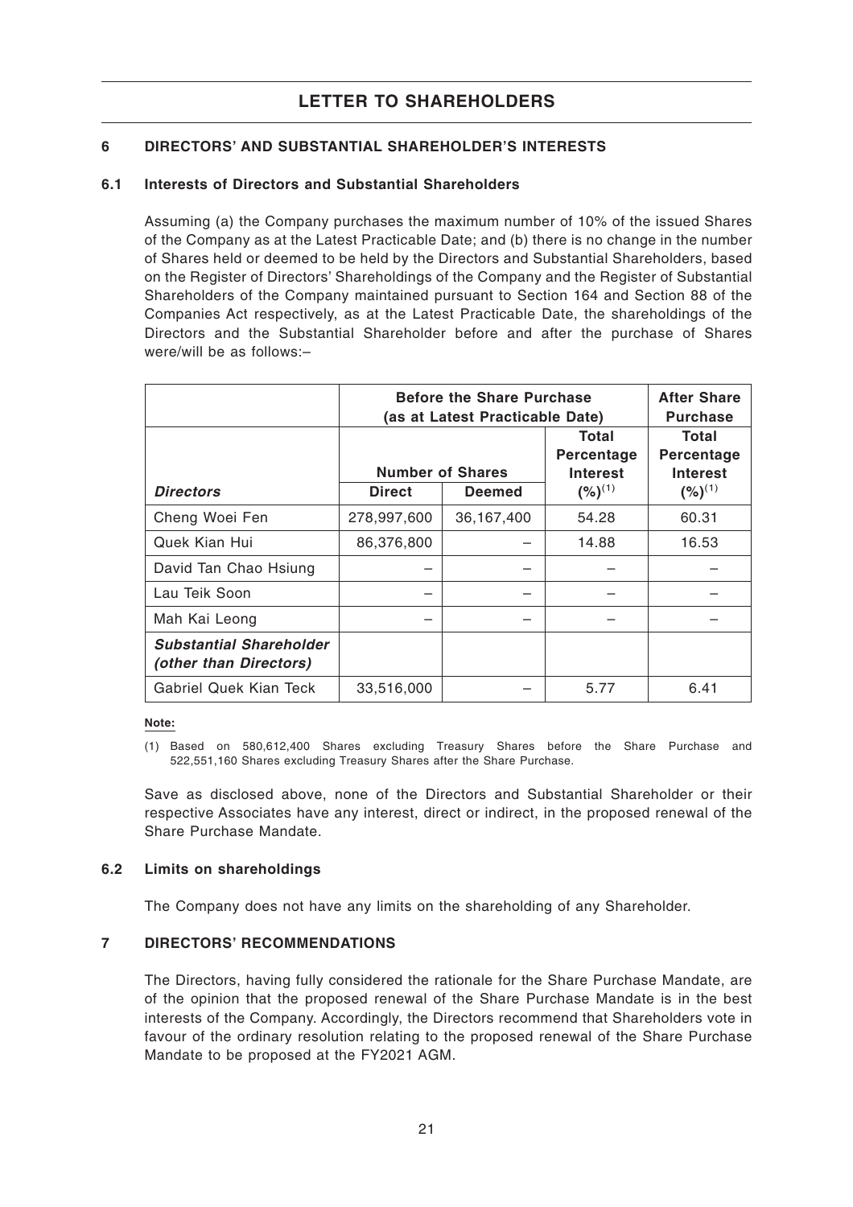# LETTER TO SHAREHOLDERS

## 6 DIRECTORS' AND SUBSTANTIAL SHAREHOLDER'S INTERESTS

### 6.1 Interests of Directors and Substantial Shareholders

Assuming (a) the Company purchases the maximum number of 10% of the issued Shares of the Company as at the Latest Practicable Date; and (b) there is no change in the number of Shares held or deemed to be held by the Directors and Substantial Shareholders, based on the Register of Directors' Shareholdings of the Company and the Register of Substantial Shareholders of the Company maintained pursuant to Section 164 and Section 88 of the Companies Act respectively, as at the Latest Practicable Date, the shareholdings of the Directors and the Substantial Shareholder before and after the purchase of Shares were/will be as follows:–

| | **Before the Share Purchase (as at Latest Practicable Date)** | | | **After Share Purchase** |
|---|---|---|---|---|
| | **Number of Shares** | | **Total Percentage Interest** | **Total Percentage Interest** |
| ***Directors*** | **Direct** | **Deemed** | **(%)[1]** | **(%)[1]** |
| Cheng Woei Fen | 278,997,600 | 36,167,400 | 54.28 | 60.31 |
| Quek Kian Hui | 86,376,800 | – | 14.88 | 16.53 |
| David Tan Chao Hsiung | – | – | – | – |
| Lau Teik Soon | – | – | – | – |
| Mah Kai Leong | – | – | – | – |
| ***Substantial Shareholder (other than Directors)*** | | | | |
| Gabriel Quek Kian Teck | 33,516,000 | – | 5.77 | 6.41 |

**Note:**

(1) Based on 580,612,400 Shares excluding Treasury Shares before the Share Purchase and 522,551,160 Shares excluding Treasury Shares after the Share Purchase.

Save as disclosed above, none of the Directors and Substantial Shareholder or their respective Associates have any interest, direct or indirect, in the proposed renewal of the Share Purchase Mandate.

### 6.2 Limits on shareholdings

The Company does not have any limits on the shareholding of any Shareholder.

## 7 DIRECTORS' RECOMMENDATIONS

The Directors, having fully considered the rationale for the Share Purchase Mandate, are of the opinion that the proposed renewal of the Share Purchase Mandate is in the best interests of the Company. Accordingly, the Directors recommend that Shareholders vote in favour of the ordinary resolution relating to the proposed renewal of the Share Purchase Mandate to be proposed at the FY2021 AGM.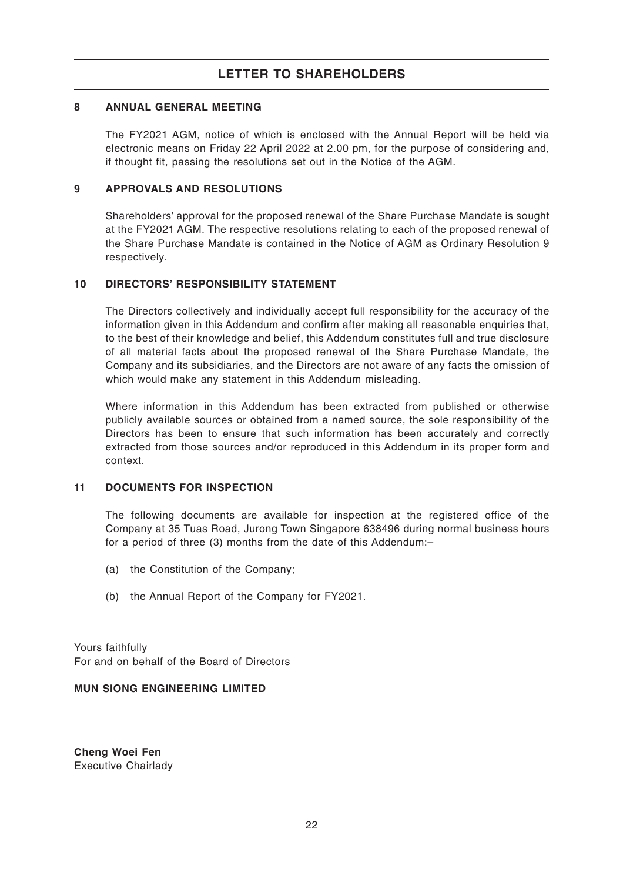# LETTER TO SHAREHOLDERS

## 8 ANNUAL GENERAL MEETING

The FY2021 AGM, notice of which is enclosed with the Annual Report will be held via electronic means on Friday 22 April 2022 at 2.00 pm, for the purpose of considering and, if thought fit, passing the resolutions set out in the Notice of the AGM.

## 9 APPROVALS AND RESOLUTIONS

Shareholders' approval for the proposed renewal of the Share Purchase Mandate is sought at the FY2021 AGM. The respective resolutions relating to each of the proposed renewal of the Share Purchase Mandate is contained in the Notice of AGM as Ordinary Resolution 9 respectively.

## 10 DIRECTORS' RESPONSIBILITY STATEMENT

The Directors collectively and individually accept full responsibility for the accuracy of the information given in this Addendum and confirm after making all reasonable enquiries that, to the best of their knowledge and belief, this Addendum constitutes full and true disclosure of all material facts about the proposed renewal of the Share Purchase Mandate, the Company and its subsidiaries, and the Directors are not aware of any facts the omission of which would make any statement in this Addendum misleading.

Where information in this Addendum has been extracted from published or otherwise publicly available sources or obtained from a named source, the sole responsibility of the Directors has been to ensure that such information has been accurately and correctly extracted from those sources and/or reproduced in this Addendum in its proper form and context.

## 11 DOCUMENTS FOR INSPECTION

The following documents are available for inspection at the registered office of the Company at 35 Tuas Road, Jurong Town Singapore 638496 during normal business hours for a period of three (3) months from the date of this Addendum:–

(a) the Constitution of the Company;

(b) the Annual Report of the Company for FY2021.

Yours faithfully
For and on behalf of the Board of Directors

**MUN SIONG ENGINEERING LIMITED**

**Cheng Woei Fen**
Executive Chairlady